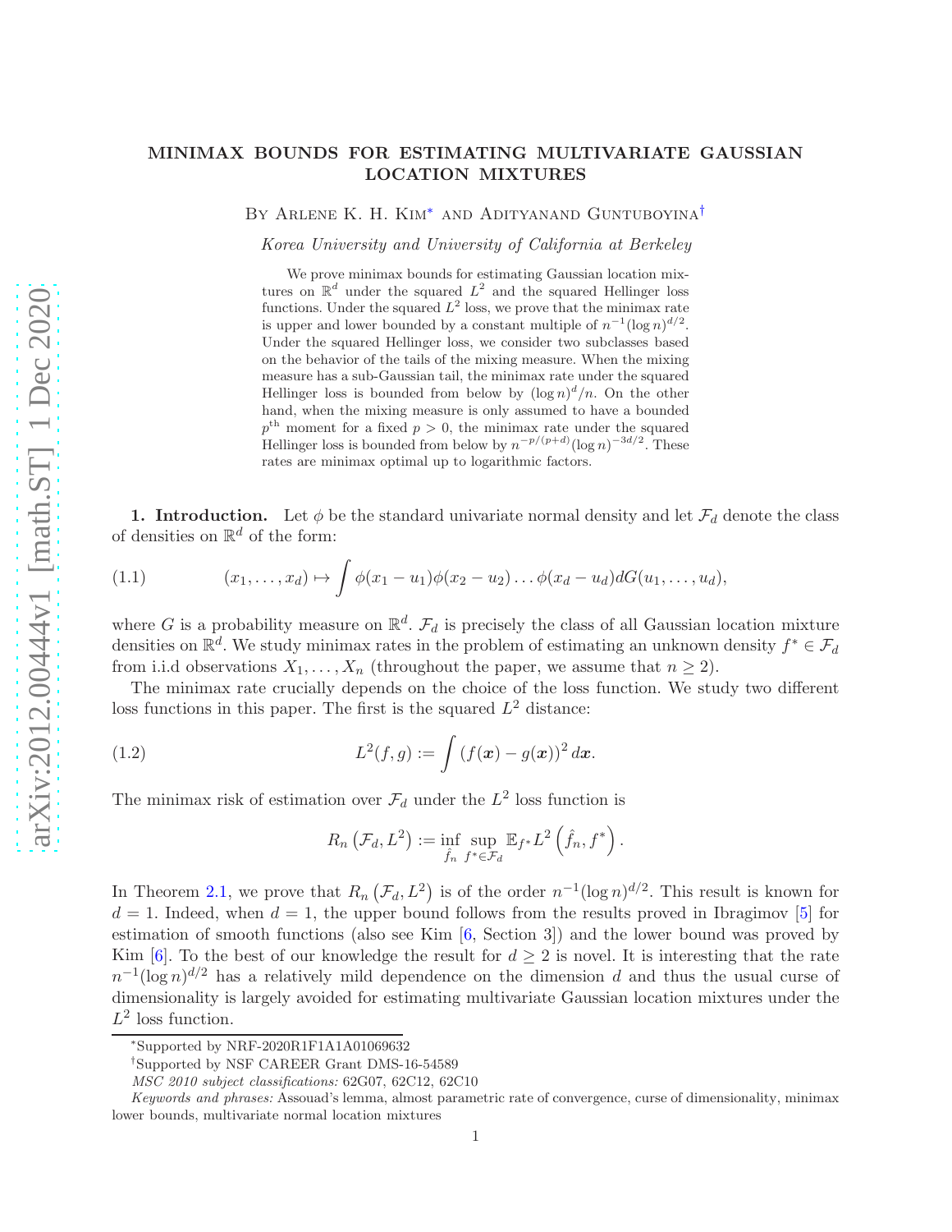# MINIMAX BOUNDS FOR ESTIMATING MULTIVARIATE GAUSSIAN LOCATION MIXTURES

By Arlene K. H. Kim* and Adityanand Guntuboyina†

*Korea University and University of California at Berkeley*

We prove minimax bounds for estimating Gaussian location mixtures on $\mathbb{R}^d$ under the squared $L^2$ and the squared Hellinger loss functions. Under the squared $L^2$ loss, we prove that the minimax rate is upper and lower bounded by a constant multiple of $n^{-1}(\log n)^{d/2}$. Under the squared Hellinger loss, we consider two subclasses based on the behavior of the tails of the mixing measure. When the mixing measure has a sub-Gaussian tail, the minimax rate under the squared Hellinger loss is bounded from below by $(\log n)^d/n$. On the other hand, when the mixing measure is only assumed to have a bounded $p^{\text{th}}$ moment for a fixed $p > 0$, the minimax rate under the squared Hellinger loss is bounded from below by $n^{-p/(p+d)}(\log n)^{-3d/2}$. These rates are minimax optimal up to logarithmic factors.

## 1. Introduction.

Let $\phi$ be the standard univariate normal density and let $\mathcal{F}_d$ denote the class of densities on $\mathbb{R}^d$ of the form:

$$(x_1, \dots, x_d) \mapsto \int \phi(x_1 - u_1)\phi(x_2 - u_2)\dots\phi(x_d - u_d)dG(u_1, \dots, u_d), \tag{1.1}$$

where $G$ is a probability measure on $\mathbb{R}^d$. $\mathcal{F}_d$ is precisely the class of all Gaussian location mixture densities on $\mathbb{R}^d$. We study minimax rates in the problem of estimating an unknown density $f^* \in \mathcal{F}_d$ from i.i.d observations $X_1, \dots, X_n$ (throughout the paper, we assume that $n \geq 2$).

The minimax rate crucially depends on the choice of the loss function. We study two different loss functions in this paper. The first is the squared $L^2$ distance:

$$L^2(f, g) := \int (f(\boldsymbol{x}) - g(\boldsymbol{x}))^2 \, d\boldsymbol{x}. \tag{1.2}$$

The minimax risk of estimation over $\mathcal{F}_d$ under the $L^2$ loss function is

$$R_n\left(\mathcal{F}_d, L^2\right) := \inf_{\hat{f}_n} \sup_{f^* \in \mathcal{F}_d} \mathbb{E}_{f^*} L^2\left(\hat{f}_n, f^*\right).$$

In Theorem 2.1, we prove that $R_n\left(\mathcal{F}_d, L^2\right)$ is of the order $n^{-1}(\log n)^{d/2}$. This result is known for $d = 1$. Indeed, when $d = 1$, the upper bound follows from the results proved in Ibragimov [5] for estimation of smooth functions (also see Kim [6, Section 3]) and the lower bound was proved by Kim [6]. To the best of our knowledge the result for $d \geq 2$ is novel. It is interesting that the rate $n^{-1}(\log n)^{d/2}$ has a relatively mild dependence on the dimension $d$ and thus the usual curse of dimensionality is largely avoided for estimating multivariate Gaussian location mixtures under the $L^2$ loss function.

---

*Supported by NRF-2020R1F1A1A01069632

†Supported by NSF CAREER Grant DMS-16-54589

*MSC 2010 subject classifications:* 62G07, 62C12, 62C10

*Keywords and phrases:* Assouad's lemma, almost parametric rate of convergence, curse of dimensionality, minimax lower bounds, multivariate normal location mixtures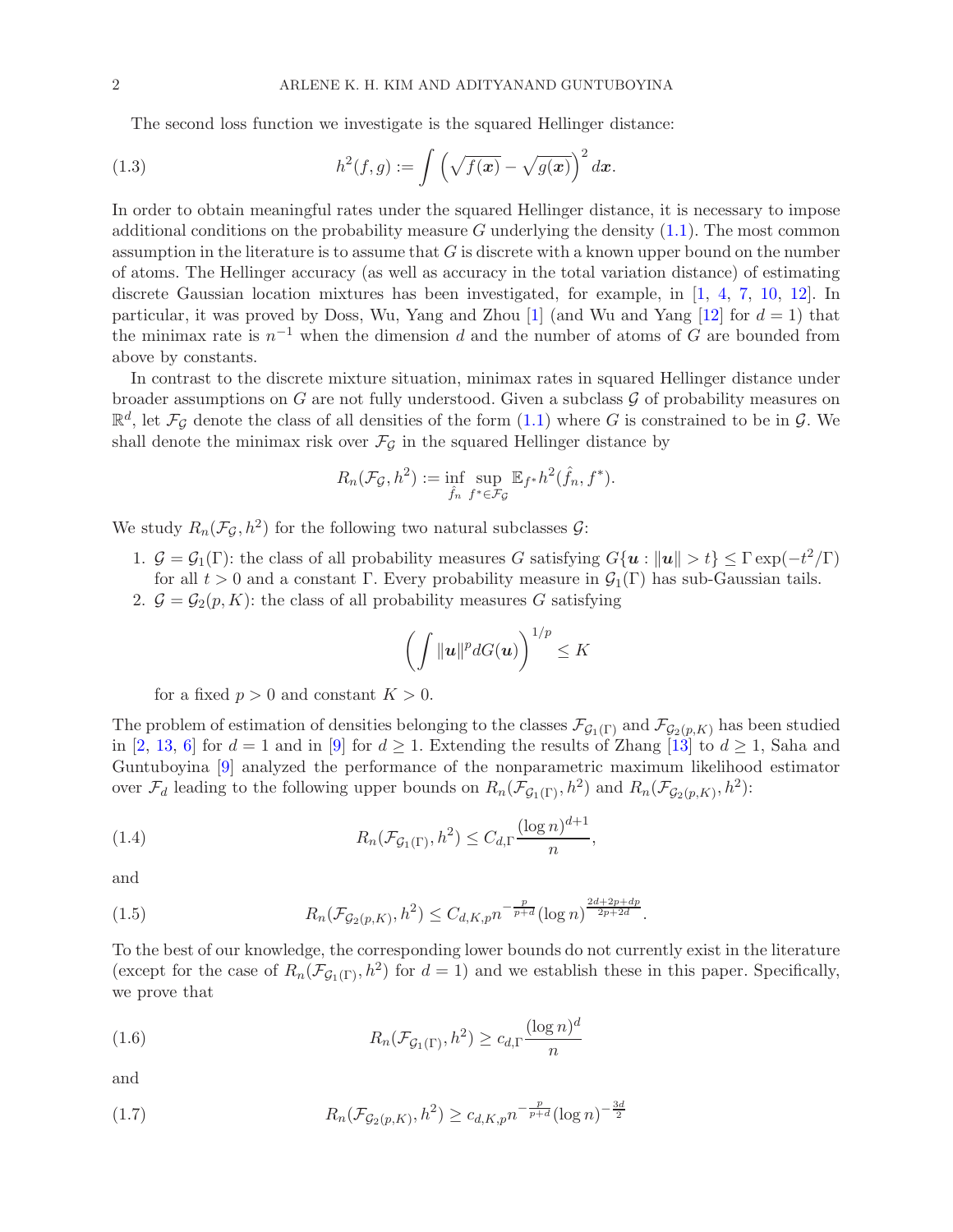The second loss function we investigate is the squared Hellinger distance:

$$h^2(f, g) := \int \left( \sqrt{f(\boldsymbol{x})} - \sqrt{g(\boldsymbol{x})} \right)^2 d\boldsymbol{x}. \tag{1.3}$$

In order to obtain meaningful rates under the squared Hellinger distance, it is necessary to impose additional conditions on the probability measure $G$ underlying the density (1.1). The most common assumption in the literature is to assume that $G$ is discrete with a known upper bound on the number of atoms. The Hellinger accuracy (as well as accuracy in the total variation distance) of estimating discrete Gaussian location mixtures has been investigated, for example, in [1, 4, 7, 10, 12]. In particular, it was proved by Doss, Wu, Yang and Zhou [1] (and Wu and Yang [12] for $d = 1$) that the minimax rate is $n^{-1}$ when the dimension $d$ and the number of atoms of $G$ are bounded from above by constants.

In contrast to the discrete mixture situation, minimax rates in squared Hellinger distance under broader assumptions on $G$ are not fully understood. Given a subclass $\mathcal{G}$ of probability measures on $\mathbb{R}^d$, let $\mathcal{F}_{\mathcal{G}}$ denote the class of all densities of the form (1.1) where $G$ is constrained to be in $\mathcal{G}$. We shall denote the minimax risk over $\mathcal{F}_{\mathcal{G}}$ in the squared Hellinger distance by

$$R_n(\mathcal{F}_{\mathcal{G}}, h^2) := \inf_{\hat{f}_n} \sup_{f^* \in \mathcal{F}_{\mathcal{G}}} \mathbb{E}_{f^*} h^2(\hat{f}_n, f^*).$$

We study $R_n(\mathcal{F}_{\mathcal{G}}, h^2)$ for the following two natural subclasses $\mathcal{G}$:

1. $\mathcal{G} = \mathcal{G}_1(\Gamma)$: the class of all probability measures $G$ satisfying $G\{\boldsymbol{u} : \|\boldsymbol{u}\| > t\} \le \Gamma \exp(-t^2/\Gamma)$ for all $t > 0$ and a constant $\Gamma$. Every probability measure in $\mathcal{G}_1(\Gamma)$ has sub-Gaussian tails.
2. $\mathcal{G} = \mathcal{G}_2(p, K)$: the class of all probability measures $G$ satisfying

$$\left( \int \|\boldsymbol{u}\|^p dG(\boldsymbol{u}) \right)^{1/p} \le K$$

for a fixed $p > 0$ and constant $K > 0$.

The problem of estimation of densities belonging to the classes $\mathcal{F}_{\mathcal{G}_1(\Gamma)}$ and $\mathcal{F}_{\mathcal{G}_2(p,K)}$ has been studied in [2, 13, 6] for $d = 1$ and in [9] for $d \ge 1$. Extending the results of Zhang [13] to $d \ge 1$, Saha and Guntuboyina [9] analyzed the performance of the nonparametric maximum likelihood estimator over $\mathcal{F}_d$ leading to the following upper bounds on $R_n(\mathcal{F}_{\mathcal{G}_1(\Gamma)}, h^2)$ and $R_n(\mathcal{F}_{\mathcal{G}_2(p,K)}, h^2)$:

$$R_n(\mathcal{F}_{\mathcal{G}_1(\Gamma)}, h^2) \le C_{d,\Gamma} \frac{(\log n)^{d+1}}{n}, \tag{1.4}$$

and

$$R_n(\mathcal{F}_{\mathcal{G}_2(p,K)}, h^2) \le C_{d,K,p} n^{-\frac{p}{p+d}} (\log n)^{\frac{2d+2p+dp}{2p+2d}}. \tag{1.5}$$

To the best of our knowledge, the corresponding lower bounds do not currently exist in the literature (except for the case of $R_n(\mathcal{F}_{\mathcal{G}_1(\Gamma)}, h^2)$ for $d = 1$) and we establish these in this paper. Specifically, we prove that

$$R_n(\mathcal{F}_{\mathcal{G}_1(\Gamma)}, h^2) \ge c_{d,\Gamma} \frac{(\log n)^d}{n} \tag{1.6}$$

and

$$R_n(\mathcal{F}_{\mathcal{G}_2(p,K)}, h^2) \ge c_{d,K,p} n^{-\frac{p}{p+d}} (\log n)^{-\frac{3d}{2}} \tag{1.7}$$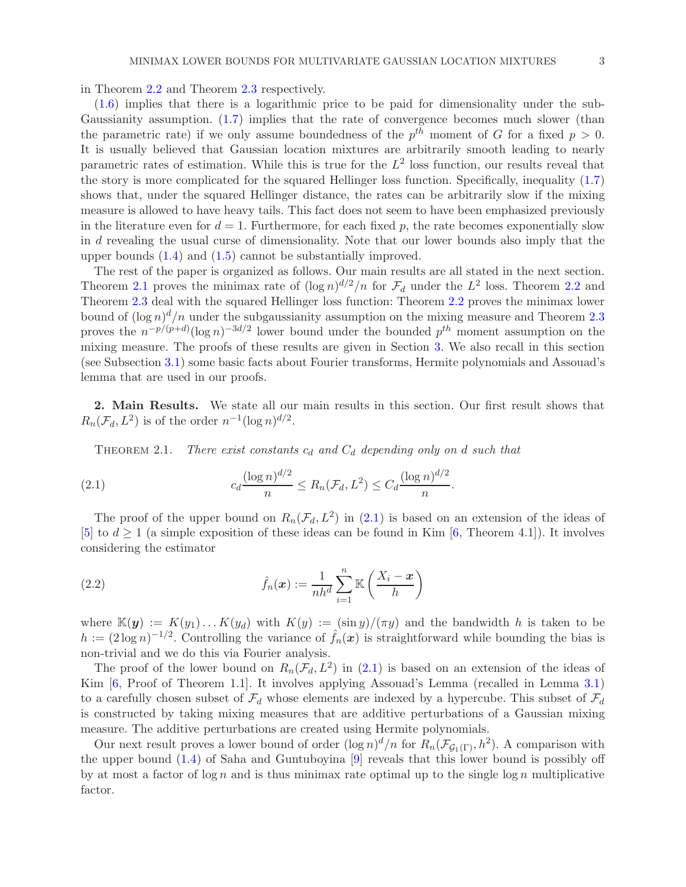in Theorem 2.2 and Theorem 2.3 respectively.

(1.6) implies that there is a logarithmic price to be paid for dimensionality under the sub-Gaussianity assumption. (1.7) implies that the rate of convergence becomes much slower (than the parametric rate) if we only assume boundedness of the $p^{th}$ moment of $G$ for a fixed $p > 0$. It is usually believed that Gaussian location mixtures are arbitrarily smooth leading to nearly parametric rates of estimation. While this is true for the $L^2$ loss function, our results reveal that the story is more complicated for the squared Hellinger loss function. Specifically, inequality (1.7) shows that, under the squared Hellinger distance, the rates can be arbitrarily slow if the mixing measure is allowed to have heavy tails. This fact does not seem to have been emphasized previously in the literature even for $d = 1$. Furthermore, for each fixed $p$, the rate becomes exponentially slow in $d$ revealing the usual curse of dimensionality. Note that our lower bounds also imply that the upper bounds (1.4) and (1.5) cannot be substantially improved.

The rest of the paper is organized as follows. Our main results are all stated in the next section. Theorem 2.1 proves the minimax rate of $(\log n)^{d/2}/n$ for $\mathcal{F}_d$ under the $L^2$ loss. Theorem 2.2 and Theorem 2.3 deal with the squared Hellinger loss function: Theorem 2.2 proves the minimax lower bound of $(\log n)^d/n$ under the subgaussianity assumption on the mixing measure and Theorem 2.3 proves the $n^{-p/(p+d)}(\log n)^{-3d/2}$ lower bound under the bounded $p^{th}$ moment assumption on the mixing measure. The proofs of these results are given in Section 3. We also recall in this section (see Subsection 3.1) some basic facts about Fourier transforms, Hermite polynomials and Assouad's lemma that are used in our proofs.

## 2. Main Results.

We state all our main results in this section. Our first result shows that $R_n(\mathcal{F}_d, L^2)$ is of the order $n^{-1}(\log n)^{d/2}$.

THEOREM 2.1. *There exist constants $c_d$ and $C_d$ depending only on $d$ such that*

$$c_d \frac{(\log n)^{d/2}}{n} \leq R_n(\mathcal{F}_d, L^2) \leq C_d \frac{(\log n)^{d/2}}{n}. \tag{2.1}$$

The proof of the upper bound on $R_n(\mathcal{F}_d, L^2)$ in (2.1) is based on an extension of the ideas of [5] to $d \geq 1$ (a simple exposition of these ideas can be found in Kim [6, Theorem 4.1]). It involves considering the estimator

$$\hat{f}_n(\boldsymbol{x}) := \frac{1}{nh^d} \sum_{i=1}^{n} \mathbb{K}\left(\frac{X_i - \boldsymbol{x}}{h}\right) \tag{2.2}$$

where $\mathbb{K}(\boldsymbol{y}) := K(y_1) \dots K(y_d)$ with $K(y) := (\sin y)/(\pi y)$ and the bandwidth $h$ is taken to be $h := (2 \log n)^{-1/2}$. Controlling the variance of $\hat{f}_n(\boldsymbol{x})$ is straightforward while bounding the bias is non-trivial and we do this via Fourier analysis.

The proof of the lower bound on $R_n(\mathcal{F}_d, L^2)$ in (2.1) is based on an extension of the ideas of Kim [6, Proof of Theorem 1.1]. It involves applying Assouad's Lemma (recalled in Lemma 3.1) to a carefully chosen subset of $\mathcal{F}_d$ whose elements are indexed by a hypercube. This subset of $\mathcal{F}_d$ is constructed by taking mixing measures that are additive perturbations of a Gaussian mixing measure. The additive perturbations are created using Hermite polynomials.

Our next result proves a lower bound of order $(\log n)^d/n$ for $R_n(\mathcal{F}_{\mathcal{G}_1(\Gamma)}, h^2)$. A comparison with the upper bound (1.4) of Saha and Guntuboyina [9] reveals that this lower bound is possibly off by at most a factor of $\log n$ and is thus minimax rate optimal up to the single $\log n$ multiplicative factor.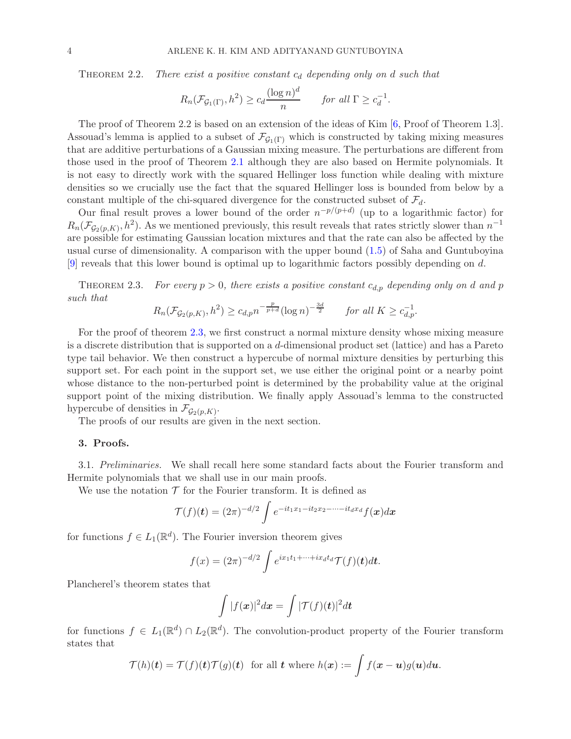THEOREM 2.2. *There exist a positive constant $c_d$ depending only on $d$ such that*

$$R_n(\mathcal{F}_{\mathcal{G}_1(\Gamma)}, h^2) \geq c_d \frac{(\log n)^d}{n} \qquad \text{for all } \Gamma \geq c_d^{-1}.$$

The proof of Theorem 2.2 is based on an extension of the ideas of Kim [6, Proof of Theorem 1.3]. Assouad's lemma is applied to a subset of $\mathcal{F}_{\mathcal{G}_1(\Gamma)}$ which is constructed by taking mixing measures that are additive perturbations of a Gaussian mixing measure. The perturbations are different from those used in the proof of Theorem 2.1 although they are also based on Hermite polynomials. It is not easy to directly work with the squared Hellinger loss function while dealing with mixture densities so we crucially use the fact that the squared Hellinger loss is bounded from below by a constant multiple of the chi-squared divergence for the constructed subset of $\mathcal{F}_d$.

Our final result proves a lower bound of the order $n^{-p/(p+d)}$ (up to a logarithmic factor) for $R_n(\mathcal{F}_{\mathcal{G}_2(p,K)}, h^2)$. As we mentioned previously, this result reveals that rates strictly slower than $n^{-1}$ are possible for estimating Gaussian location mixtures and that the rate can also be affected by the usual curse of dimensionality. A comparison with the upper bound (1.5) of Saha and Guntuboyina [9] reveals that this lower bound is optimal up to logarithmic factors possibly depending on $d$.

THEOREM 2.3. *For every $p > 0$, there exists a positive constant $c_{d,p}$ depending only on $d$ and $p$ such that*

$$R_n(\mathcal{F}_{\mathcal{G}_2(p,K)}, h^2) \geq c_{d,p} n^{-\frac{p}{p+d}} (\log n)^{-\frac{3d}{2}} \qquad \text{for all } K \geq c_{d,p}^{-1}.$$

For the proof of theorem 2.3, we first construct a normal mixture density whose mixing measure is a discrete distribution that is supported on a $d$-dimensional product set (lattice) and has a Pareto type tail behavior. We then construct a hypercube of normal mixture densities by perturbing this support set. For each point in the support set, we use either the original point or a nearby point whose distance to the non-perturbed point is determined by the probability value at the original support point of the mixing distribution. We finally apply Assouad's lemma to the constructed hypercube of densities in $\mathcal{F}_{\mathcal{G}_2(p,K)}$.

The proofs of our results are given in the next section.

## 3. Proofs.

3.1. *Preliminaries.* We shall recall here some standard facts about the Fourier transform and Hermite polynomials that we shall use in our main proofs.

We use the notation $\mathcal{T}$ for the Fourier transform. It is defined as

$$\mathcal{T}(f)(\boldsymbol{t}) = (2\pi)^{-d/2} \int e^{-it_1x_1 - it_2x_2 - \cdots - it_dx_d} f(\boldsymbol{x}) d\boldsymbol{x}$$

for functions $f \in L_1(\mathbb{R}^d)$. The Fourier inversion theorem gives

$$f(x) = (2\pi)^{-d/2} \int e^{ix_1t_1 + \cdots + ix_dt_d} \mathcal{T}(f)(\boldsymbol{t}) d\boldsymbol{t}.$$

Plancherel's theorem states that

$$\int |f(\boldsymbol{x})|^2 d\boldsymbol{x} = \int |\mathcal{T}(f)(\boldsymbol{t})|^2 d\boldsymbol{t}$$

for functions $f \in L_1(\mathbb{R}^d) \cap L_2(\mathbb{R}^d)$. The convolution-product property of the Fourier transform states that

$$\mathcal{T}(h)(\boldsymbol{t}) = \mathcal{T}(f)(\boldsymbol{t}) \mathcal{T}(g)(\boldsymbol{t}) \text{ for all } \boldsymbol{t} \text{ where } h(\boldsymbol{x}) := \int f(\boldsymbol{x} - \boldsymbol{u}) g(\boldsymbol{u}) d\boldsymbol{u}.$$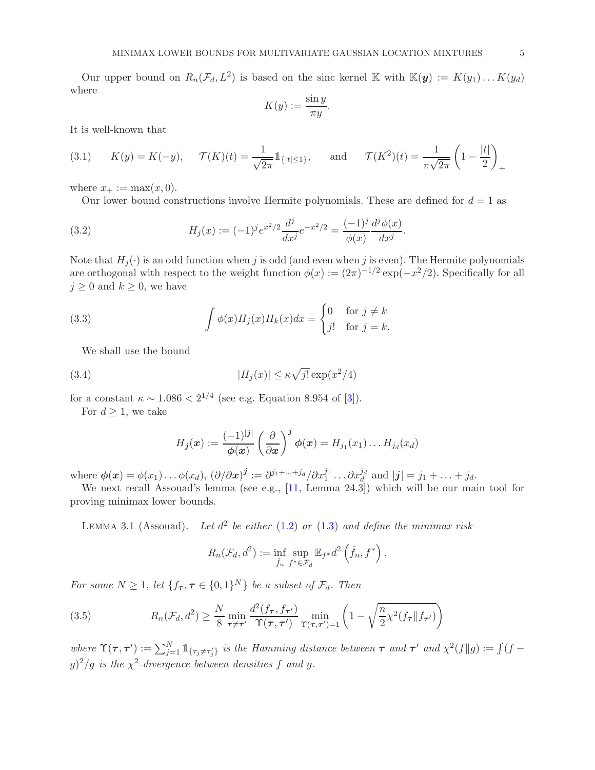Our upper bound on $R_n(\mathcal{F}_d, L^2)$ is based on the sinc kernel $\mathbb{K}$ with $\mathbb{K}(\boldsymbol{y}) := K(y_1)\dots K(y_d)$ where

$$K(y) := \frac{\sin y}{\pi y}.$$

It is well-known that

$$K(y) = K(-y), \quad \mathcal{T}(K)(t) = \frac{1}{\sqrt{2\pi}}\mathbb{1}_{\{|t|\le 1\}}, \quad \text{and} \quad \mathcal{T}(K^2)(t) = \frac{1}{\pi\sqrt{2\pi}}\left(1 - \frac{|t|}{2}\right)_+ \tag{3.1}$$

where $x_+ := \max(x, 0)$.

Our lower bound constructions involve Hermite polynomials. These are defined for $d = 1$ as

$$H_j(x) := (-1)^j e^{x^2/2}\frac{d^j}{dx^j}e^{-x^2/2} = \frac{(-1)^j}{\phi(x)}\frac{d^j\phi(x)}{dx^j}. \tag{3.2}$$

Note that $H_j(\cdot)$ is an odd function when $j$ is odd (and even when $j$ is even). The Hermite polynomials are orthogonal with respect to the weight function $\phi(x) := (2\pi)^{-1/2}\exp(-x^2/2)$. Specifically for all $j \ge 0$ and $k \ge 0$, we have

$$\int \phi(x)H_j(x)H_k(x)dx = \begin{cases} 0 & \text{for } j \ne k \\ j! & \text{for } j = k. \end{cases} \tag{3.3}$$

We shall use the bound

$$|H_j(x)| \le \kappa\sqrt{j!}\exp(x^2/4) \tag{3.4}$$

for a constant $\kappa \sim 1.086 < 2^{1/4}$ (see e.g. Equation 8.954 of [3]).

For $d \ge 1$, we take

$$H_{\boldsymbol{j}}(\boldsymbol{x}) := \frac{(-1)^{|\boldsymbol{j}|}}{\boldsymbol{\phi}(\boldsymbol{x})}\left(\frac{\partial}{\partial\boldsymbol{x}}\right)^{\boldsymbol{j}}\boldsymbol{\phi}(\boldsymbol{x}) = H_{j_1}(x_1)\dots H_{j_d}(x_d)$$

where $\boldsymbol{\phi}(\boldsymbol{x}) = \phi(x_1)\dots\phi(x_d)$, $(\partial/\partial\boldsymbol{x})^{\boldsymbol{j}} := \partial^{j_1+\dots+j_d}/\partial x_1^{j_1}\dots\partial x_d^{j_d}$ and $|\boldsymbol{j}| = j_1 + \dots + j_d$.

We next recall Assouad's lemma (see e.g., [11, Lemma 24.3]) which will be our main tool for proving minimax lower bounds.

Lemma 3.1 (Assouad). *Let $d^2$ be either (1.2) or (1.3) and define the minimax risk*

$$R_n(\mathcal{F}_d, d^2) := \inf_{\hat{f}_n}\sup_{f^*\in\mathcal{F}_d}\mathbb{E}_{f^*}d^2\left(\hat{f}_n, f^*\right).$$

*For some $N \ge 1$, let $\{f_{\boldsymbol{\tau}}, \boldsymbol{\tau} \in \{0,1\}^N\}$ be a subset of $\mathcal{F}_d$. Then*

$$R_n(\mathcal{F}_d, d^2) \ge \frac{N}{8}\min_{\boldsymbol{\tau}\ne\boldsymbol{\tau}'}\frac{d^2(f_{\boldsymbol{\tau}}, f_{\boldsymbol{\tau}'})}{\Upsilon(\boldsymbol{\tau}, \boldsymbol{\tau}')}\min_{\Upsilon(\boldsymbol{\tau},\boldsymbol{\tau}')=1}\left(1 - \sqrt{\frac{n}{2}\chi^2(f_{\boldsymbol{\tau}}\|f_{\boldsymbol{\tau}'})}\right) \tag{3.5}$$

*where $\Upsilon(\boldsymbol{\tau}, \boldsymbol{\tau}') := \sum_{j=1}^N \mathbb{1}_{\{\tau_j\ne\tau_j'\}}$ is the Hamming distance between $\boldsymbol{\tau}$ and $\boldsymbol{\tau}'$ and $\chi^2(f\|g) := \int(f - g)^2/g$ is the $\chi^2$-divergence between densities $f$ and $g$.*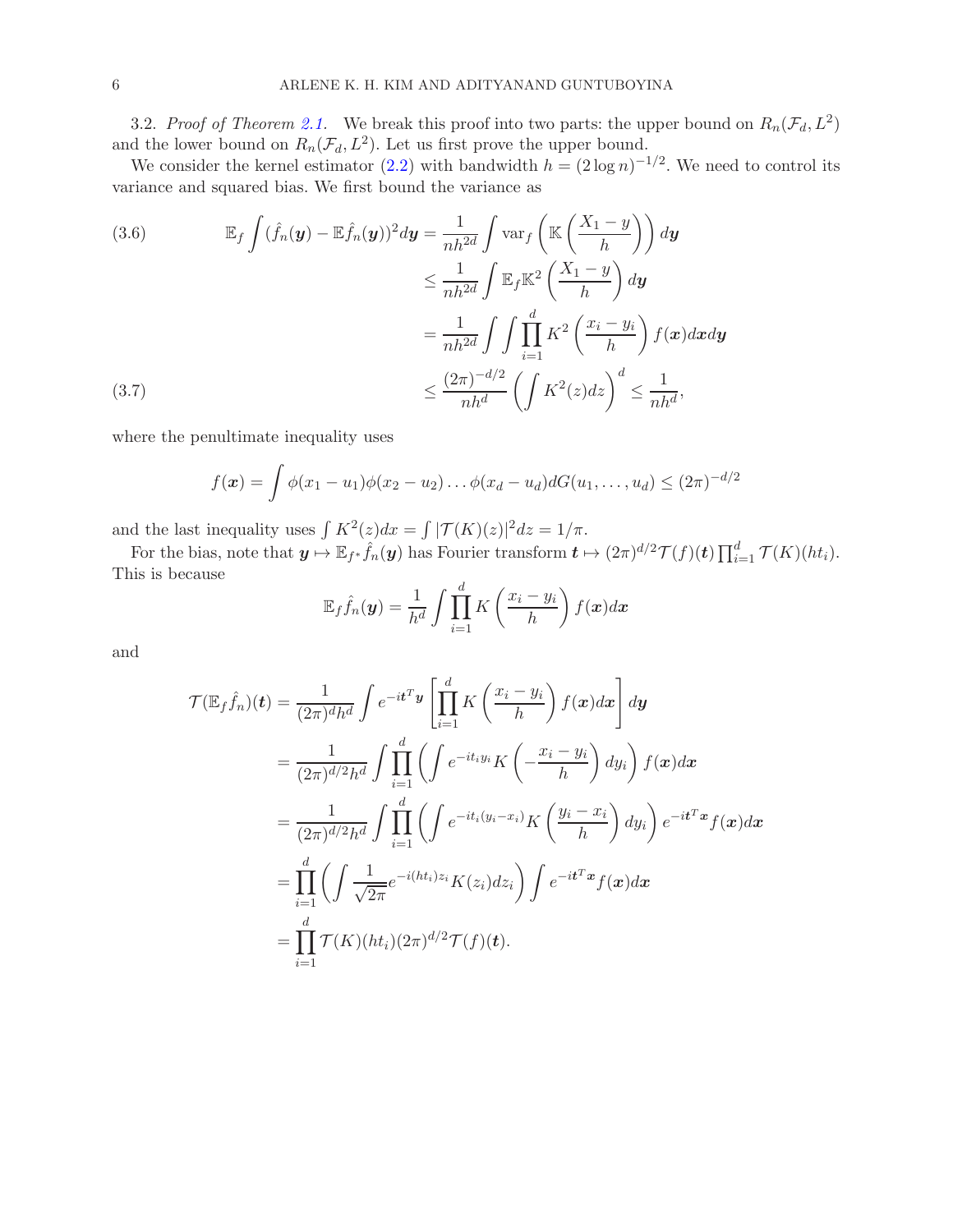3.2. *Proof of Theorem 2.1.* We break this proof into two parts: the upper bound on $R_n(\mathcal{F}_d, L^2)$ and the lower bound on $R_n(\mathcal{F}_d, L^2)$. Let us first prove the upper bound.

We consider the kernel estimator (2.2) with bandwidth $h = (2 \log n)^{-1/2}$. We need to control its variance and squared bias. We first bound the variance as

$$
\begin{aligned}
\mathbb{E}_f \int (\hat{f}_n(\boldsymbol{y}) - \mathbb{E}\hat{f}_n(\boldsymbol{y}))^2 d\boldsymbol{y} &= \frac{1}{nh^{2d}} \int \operatorname{var}_f \left( \mathbb{K}\left( \frac{X_1 - y}{h} \right) \right) d\boldsymbol{y} && (3.6) \\
&\leq \frac{1}{nh^{2d}} \int \mathbb{E}_f \mathbb{K}^2 \left( \frac{X_1 - y}{h} \right) d\boldsymbol{y} \\
&= \frac{1}{nh^{2d}} \int \int \prod_{i=1}^{d} K^2 \left( \frac{x_i - y_i}{h} \right) f(\boldsymbol{x}) d\boldsymbol{x} d\boldsymbol{y} \\
&\leq \frac{(2\pi)^{-d/2}}{nh^d} \left( \int K^2(z) dz \right)^d \leq \frac{1}{nh^d}, && (3.7)
\end{aligned}
$$

where the penultimate inequality uses

$$
f(\boldsymbol{x}) = \int \phi(x_1 - u_1)\phi(x_2 - u_2) \dots \phi(x_d - u_d) dG(u_1, \dots, u_d) \leq (2\pi)^{-d/2}
$$

and the last inequality uses $\int K^2(z) dx = \int |\mathcal{T}(K)(z)|^2 dz = 1/\pi$.

For the bias, note that $\boldsymbol{y} \mapsto \mathbb{E}_{f^*} \hat{f}_n(\boldsymbol{y})$ has Fourier transform $\boldsymbol{t} \mapsto (2\pi)^{d/2} \mathcal{T}(f)(\boldsymbol{t}) \prod_{i=1}^{d} \mathcal{T}(K)(ht_i)$. This is because

$$
\mathbb{E}_f \hat{f}_n(\boldsymbol{y}) = \frac{1}{h^d} \int \prod_{i=1}^{d} K \left( \frac{x_i - y_i}{h} \right) f(\boldsymbol{x}) d\boldsymbol{x}
$$

and

$$
\begin{aligned}
\mathcal{T}(\mathbb{E}_f \hat{f}_n)(\boldsymbol{t}) &= \frac{1}{(2\pi)^d h^d} \int e^{-i\boldsymbol{t}^T \boldsymbol{y}} \left[ \prod_{i=1}^{d} K \left( \frac{x_i - y_i}{h} \right) f(\boldsymbol{x}) d\boldsymbol{x} \right] d\boldsymbol{y} \\
&= \frac{1}{(2\pi)^{d/2} h^d} \int \prod_{i=1}^{d} \left( \int e^{-it_i y_i} K \left( -\frac{x_i - y_i}{h} \right) dy_i \right) f(\boldsymbol{x}) d\boldsymbol{x} \\
&= \frac{1}{(2\pi)^{d/2} h^d} \int \prod_{i=1}^{d} \left( \int e^{-it_i(y_i - x_i)} K \left( \frac{y_i - x_i}{h} \right) dy_i \right) e^{-i\boldsymbol{t}^T \boldsymbol{x}} f(\boldsymbol{x}) d\boldsymbol{x} \\
&= \prod_{i=1}^{d} \left( \int \frac{1}{\sqrt{2\pi}} e^{-i(ht_i)z_i} K(z_i) dz_i \right) \int e^{-i\boldsymbol{t}^T \boldsymbol{x}} f(\boldsymbol{x}) d\boldsymbol{x} \\
&= \prod_{i=1}^{d} \mathcal{T}(K)(ht_i) (2\pi)^{d/2} \mathcal{T}(f)(\boldsymbol{t}).
\end{aligned}
$$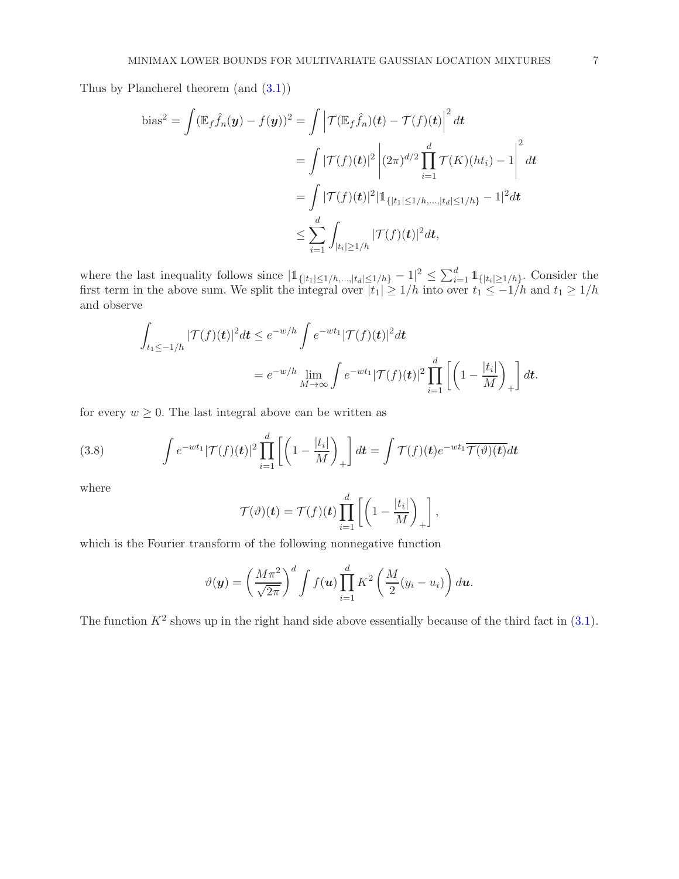Thus by Plancherel theorem (and (3.1))

$$
\begin{aligned}
\text{bias}^2 = \int (\mathbb{E}_f \hat{f}_n(\boldsymbol{y}) - f(\boldsymbol{y}))^2 &= \int \left| \mathcal{T}(\mathbb{E}_f \hat{f}_n)(\boldsymbol{t}) - \mathcal{T}(f)(\boldsymbol{t}) \right|^2 d\boldsymbol{t} \\
&= \int |\mathcal{T}(f)(\boldsymbol{t})|^2 \left| (2\pi)^{d/2} \prod_{i=1}^d \mathcal{T}(K)(ht_i) - 1 \right|^2 d\boldsymbol{t} \\
&= \int |\mathcal{T}(f)(\boldsymbol{t})|^2 |\mathbb{1}_{\{|t_1| \le 1/h, \dots, |t_d| \le 1/h\}} - 1|^2 d\boldsymbol{t} \\
&\le \sum_{i=1}^d \int_{|t_i| \ge 1/h} |\mathcal{T}(f)(\boldsymbol{t})|^2 d\boldsymbol{t},
\end{aligned}
$$

where the last inequality follows since $|\mathbb{1}_{\{|t_1| \le 1/h, \dots, |t_d| \le 1/h\}} - 1|^2 \le \sum_{i=1}^d \mathbb{1}_{\{|t_i| \ge 1/h\}}$. Consider the first term in the above sum. We split the integral over $|t_1| \ge 1/h$ into over $t_1 \le -1/h$ and $t_1 \ge 1/h$ and observe

$$
\begin{aligned}
\int_{t_1 \le -1/h} |\mathcal{T}(f)(\boldsymbol{t})|^2 d\boldsymbol{t} &\le e^{-w/h} \int e^{-wt_1} |\mathcal{T}(f)(\boldsymbol{t})|^2 d\boldsymbol{t} \\
&= e^{-w/h} \lim_{M \to \infty} \int e^{-wt_1} |\mathcal{T}(f)(\boldsymbol{t})|^2 \prod_{i=1}^d \left[ \left( 1 - \frac{|t_i|}{M} \right)_+ \right] d\boldsymbol{t}.
\end{aligned}
$$

for every $w \ge 0$. The last integral above can be written as

$$
\int e^{-wt_1} |\mathcal{T}(f)(\boldsymbol{t})|^2 \prod_{i=1}^d \left[ \left( 1 - \frac{|t_i|}{M} \right)_+ \right] d\boldsymbol{t} = \int \mathcal{T}(f)(\boldsymbol{t}) e^{-wt_1} \overline{\mathcal{T}(\vartheta)(\boldsymbol{t})} d\boldsymbol{t} \tag{3.8}
$$

where

$$
\mathcal{T}(\vartheta)(\boldsymbol{t}) = \mathcal{T}(f)(\boldsymbol{t}) \prod_{i=1}^d \left[ \left( 1 - \frac{|t_i|}{M} \right)_+ \right],
$$

which is the Fourier transform of the following nonnegative function

$$
\vartheta(\boldsymbol{y}) = \left( \frac{M\pi^2}{\sqrt{2\pi}} \right)^d \int f(\boldsymbol{u}) \prod_{i=1}^d K^2 \left( \frac{M}{2}(y_i - u_i) \right) d\boldsymbol{u}.
$$

The function $K^2$ shows up in the right hand side above essentially because of the third fact in (3.1).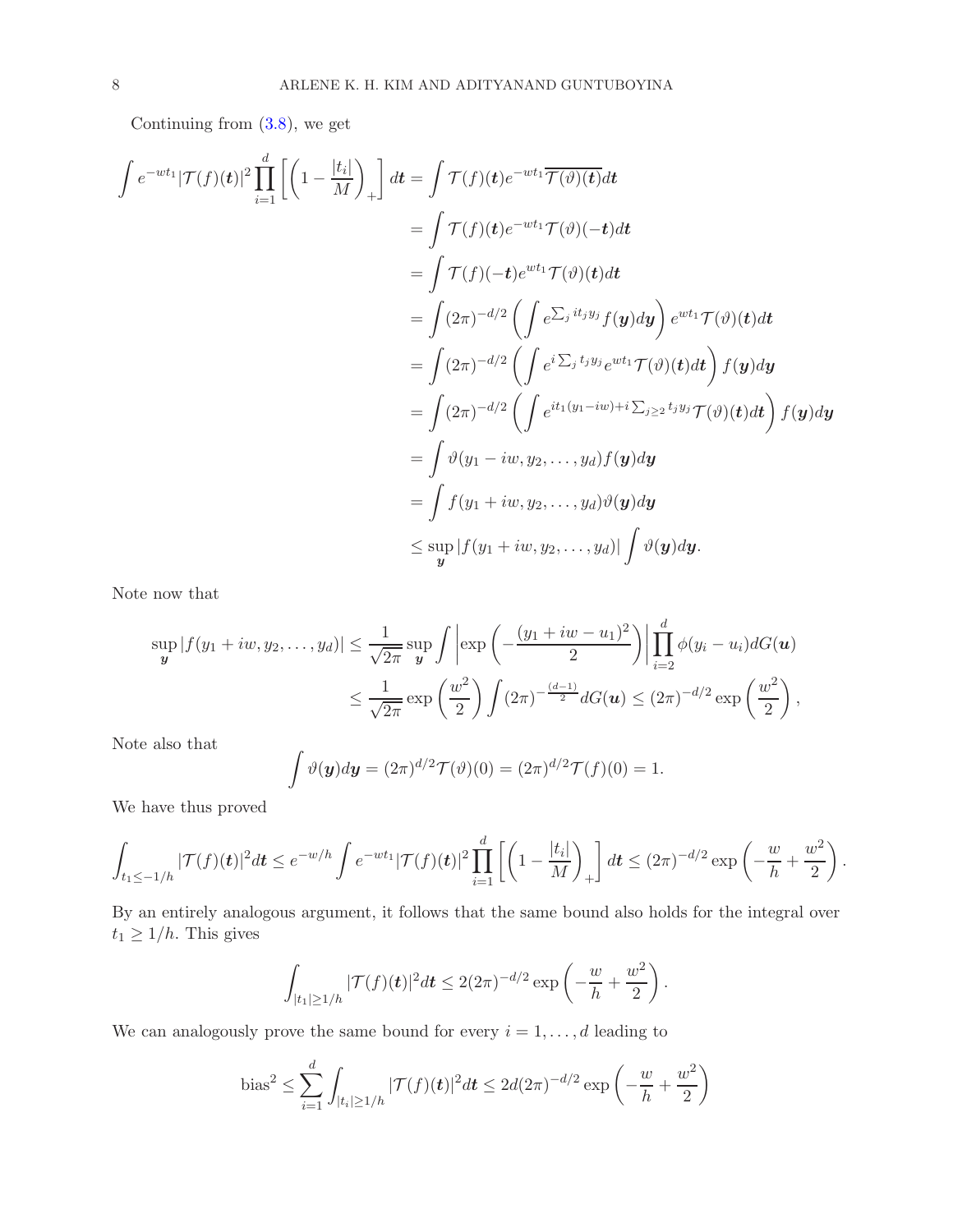Continuing from (3.8), we get

$$
\begin{aligned}
\int e^{-wt_1}|\mathcal{T}(f)(\boldsymbol{t})|^2\prod_{i=1}^d\left[\left(1-\frac{|t_i|}{M}\right)_+\right]d\boldsymbol{t} &= \int \mathcal{T}(f)(\boldsymbol{t})e^{-wt_1}\overline{\mathcal{T}(\vartheta)(\boldsymbol{t})}d\boldsymbol{t} \\
&= \int \mathcal{T}(f)(\boldsymbol{t})e^{-wt_1}\mathcal{T}(\vartheta)(-\boldsymbol{t})d\boldsymbol{t} \\
&= \int \mathcal{T}(f)(-\boldsymbol{t})e^{wt_1}\mathcal{T}(\vartheta)(\boldsymbol{t})d\boldsymbol{t} \\
&= \int (2\pi)^{-d/2}\left(\int e^{\sum_j it_jy_j}f(\boldsymbol{y})d\boldsymbol{y}\right)e^{wt_1}\mathcal{T}(\vartheta)(\boldsymbol{t})d\boldsymbol{t} \\
&= \int (2\pi)^{-d/2}\left(\int e^{i\sum_j t_jy_j}e^{wt_1}\mathcal{T}(\vartheta)(\boldsymbol{t})d\boldsymbol{t}\right)f(\boldsymbol{y})d\boldsymbol{y} \\
&= \int (2\pi)^{-d/2}\left(\int e^{it_1(y_1-iw)+i\sum_{j\geq 2}t_jy_j}\mathcal{T}(\vartheta)(\boldsymbol{t})d\boldsymbol{t}\right)f(\boldsymbol{y})d\boldsymbol{y} \\
&= \int \vartheta(y_1-iw,y_2,\dots,y_d)f(\boldsymbol{y})d\boldsymbol{y} \\
&= \int f(y_1+iw,y_2,\dots,y_d)\vartheta(\boldsymbol{y})d\boldsymbol{y} \\
&\leq \sup_{\boldsymbol{y}}|f(y_1+iw,y_2,\dots,y_d)|\int \vartheta(\boldsymbol{y})d\boldsymbol{y}.
\end{aligned}
$$

Note now that

$$
\begin{aligned}
\sup_{\boldsymbol{y}}|f(y_1+iw,y_2,\dots,y_d)| &\leq \frac{1}{\sqrt{2\pi}}\sup_{\boldsymbol{y}}\int\left|\exp\left(-\frac{(y_1+iw-u_1)^2}{2}\right)\right|\prod_{i=2}^d\phi(y_i-u_i)dG(\boldsymbol{u}) \\
&\leq \frac{1}{\sqrt{2\pi}}\exp\left(\frac{w^2}{2}\right)\int(2\pi)^{-\frac{(d-1)}{2}}dG(\boldsymbol{u}) \leq (2\pi)^{-d/2}\exp\left(\frac{w^2}{2}\right),
\end{aligned}
$$

Note also that

$$
\int\vartheta(\boldsymbol{y})d\boldsymbol{y} = (2\pi)^{d/2}\mathcal{T}(\vartheta)(0) = (2\pi)^{d/2}\mathcal{T}(f)(0) = 1.
$$

We have thus proved

$$
\int_{t_1\leq -1/h}|\mathcal{T}(f)(\boldsymbol{t})|^2d\boldsymbol{t} \leq e^{-w/h}\int e^{-wt_1}|\mathcal{T}(f)(\boldsymbol{t})|^2\prod_{i=1}^d\left[\left(1-\frac{|t_i|}{M}\right)_+\right]d\boldsymbol{t} \leq (2\pi)^{-d/2}\exp\left(-\frac{w}{h}+\frac{w^2}{2}\right).
$$

By an entirely analogous argument, it follows that the same bound also holds for the integral over $t_1 \geq 1/h$. This gives

$$
\int_{|t_1|\geq 1/h}|\mathcal{T}(f)(\boldsymbol{t})|^2d\boldsymbol{t} \leq 2(2\pi)^{-d/2}\exp\left(-\frac{w}{h}+\frac{w^2}{2}\right).
$$

We can analogously prove the same bound for every $i = 1,\dots,d$ leading to

$$
\text{bias}^2 \leq \sum_{i=1}^d\int_{|t_i|\geq 1/h}|\mathcal{T}(f)(\boldsymbol{t})|^2d\boldsymbol{t} \leq 2d(2\pi)^{-d/2}\exp\left(-\frac{w}{h}+\frac{w^2}{2}\right)
$$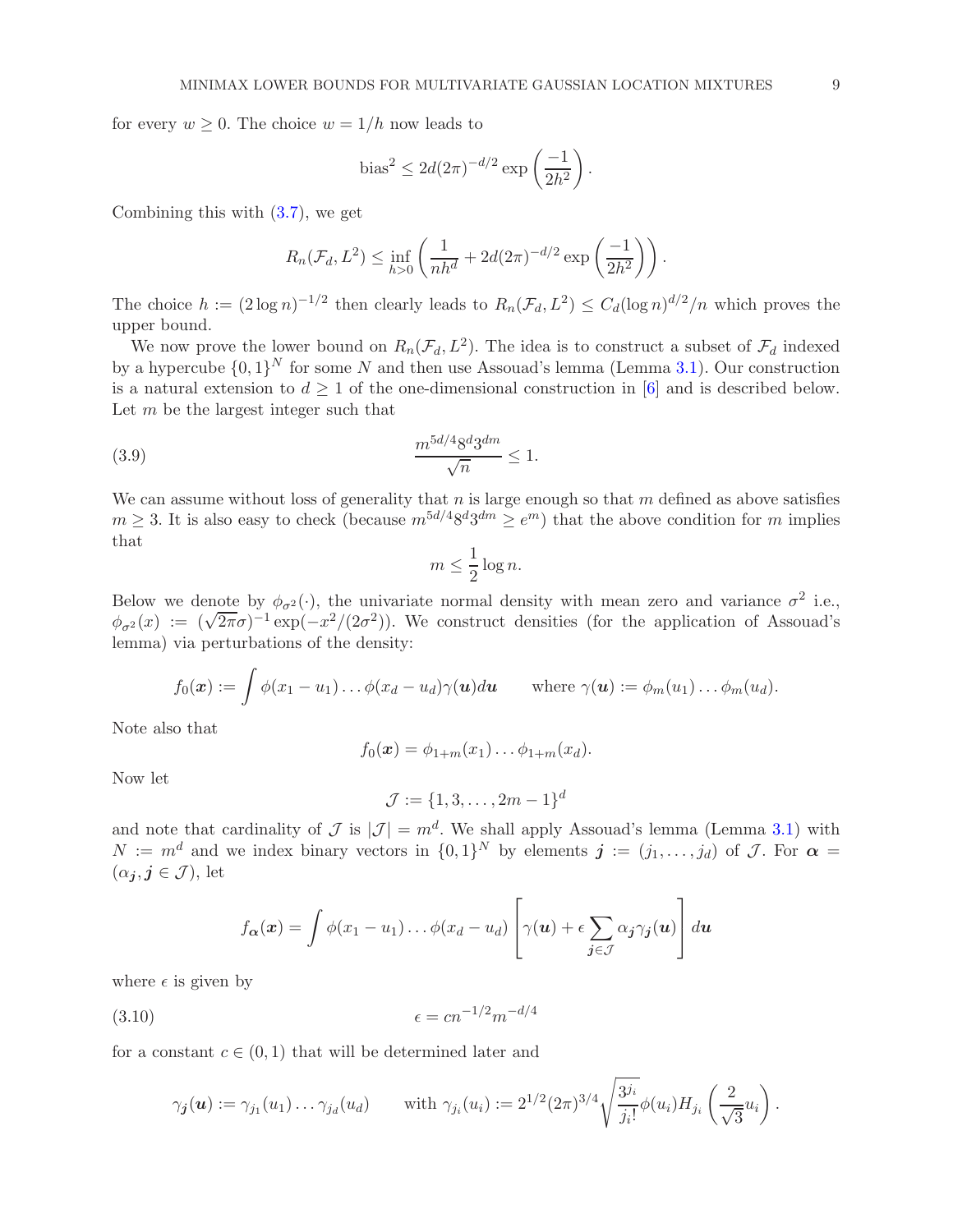for every $w \geq 0$. The choice $w = 1/h$ now leads to

$$\text{bias}^2 \leq 2d(2\pi)^{-d/2} \exp\left(\frac{-1}{2h^2}\right).$$

Combining this with (3.7), we get

$$R_n(\mathcal{F}_d, L^2) \leq \inf_{h>0} \left( \frac{1}{nh^d} + 2d(2\pi)^{-d/2} \exp\left(\frac{-1}{2h^2}\right) \right).$$

The choice $h := (2 \log n)^{-1/2}$ then clearly leads to $R_n(\mathcal{F}_d, L^2) \leq C_d (\log n)^{d/2}/n$ which proves the upper bound.

We now prove the lower bound on $R_n(\mathcal{F}_d, L^2)$. The idea is to construct a subset of $\mathcal{F}_d$ indexed by a hypercube $\{0, 1\}^N$ for some $N$ and then use Assouad's lemma (Lemma 3.1). Our construction is a natural extension to $d \geq 1$ of the one-dimensional construction in [6] and is described below. Let $m$ be the largest integer such that

$$\frac{m^{5d/4} 8^d 3^{dm}}{\sqrt{n}} \leq 1. \tag{3.9}$$

We can assume without loss of generality that $n$ is large enough so that $m$ defined as above satisfies $m \geq 3$. It is also easy to check (because $m^{5d/4} 8^d 3^{dm} \geq e^m$) that the above condition for $m$ implies that

$$m \leq \frac{1}{2} \log n.$$

Below we denote by $\phi_{\sigma^2}(\cdot)$, the univariate normal density with mean zero and variance $\sigma^2$ i.e., $\phi_{\sigma^2}(x) := (\sqrt{2\pi}\sigma)^{-1} \exp(-x^2/(2\sigma^2))$. We construct densities (for the application of Assouad's lemma) via perturbations of the density:

$$f_0(\boldsymbol{x}) := \int \phi(x_1 - u_1) \dots \phi(x_d - u_d) \gamma(\boldsymbol{u}) d\boldsymbol{u} \qquad \text{where } \gamma(\boldsymbol{u}) := \phi_m(u_1) \dots \phi_m(u_d).$$

Note also that

$$f_0(\boldsymbol{x}) = \phi_{1+m}(x_1) \dots \phi_{1+m}(x_d).$$

Now let

$$\mathcal{J} := \{1, 3, \dots, 2m - 1\}^d$$

and note that cardinality of $\mathcal{J}$ is $|\mathcal{J}| = m^d$. We shall apply Assouad's lemma (Lemma 3.1) with $N := m^d$ and we index binary vectors in $\{0, 1\}^N$ by elements $\boldsymbol{j} := (j_1, \dots, j_d)$ of $\mathcal{J}$. For $\boldsymbol{\alpha} = (\alpha_{\boldsymbol{j}}, \boldsymbol{j} \in \mathcal{J})$, let

$$f_{\boldsymbol{\alpha}}(\boldsymbol{x}) = \int \phi(x_1 - u_1) \dots \phi(x_d - u_d) \left[ \gamma(\boldsymbol{u}) + \epsilon \sum_{\boldsymbol{j} \in \mathcal{J}} \alpha_{\boldsymbol{j}} \gamma_{\boldsymbol{j}}(\boldsymbol{u}) \right] d\boldsymbol{u}$$

where $\epsilon$ is given by

$$\epsilon = c n^{-1/2} m^{-d/4} \tag{3.10}$$

for a constant $c \in (0, 1)$ that will be determined later and

$$\gamma_{\boldsymbol{j}}(\boldsymbol{u}) := \gamma_{j_1}(u_1) \dots \gamma_{j_d}(u_d) \qquad \text{with } \gamma_{j_i}(u_i) := 2^{1/2} (2\pi)^{3/4} \sqrt{\frac{3^{j_i}}{j_i!}} \phi(u_i) H_{j_i}\left(\frac{2}{\sqrt{3}} u_i\right).$$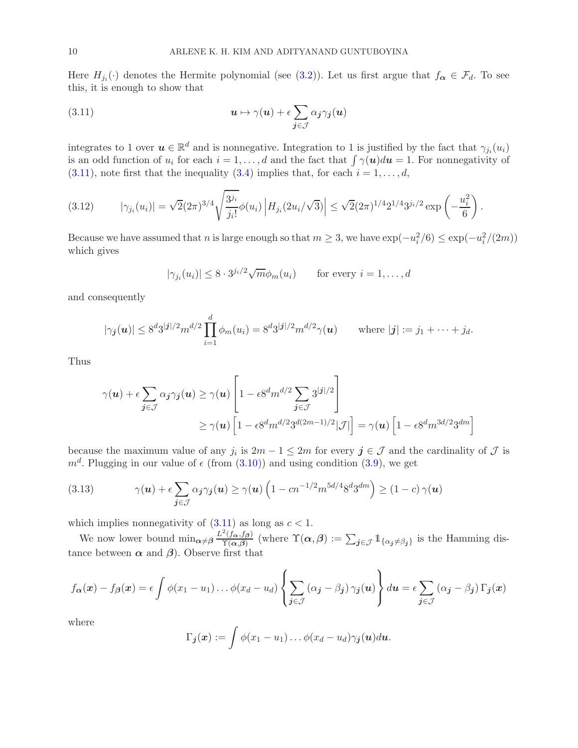Here $H_{j_i}(\cdot)$ denotes the Hermite polynomial (see (3.2)). Let us first argue that $f_{\boldsymbol{\alpha}} \in \mathcal{F}_d$. To see this, it is enough to show that

$$
\boldsymbol{u} \mapsto \gamma(\boldsymbol{u}) + \epsilon \sum_{\boldsymbol{j} \in \mathcal{J}} \alpha_{\boldsymbol{j}} \gamma_{\boldsymbol{j}}(\boldsymbol{u}) \tag{3.11}
$$

integrates to 1 over $\boldsymbol{u} \in \mathbb{R}^d$ and is nonnegative. Integration to 1 is justified by the fact that $\gamma_{j_i}(u_i)$ is an odd function of $u_i$ for each $i = 1, \ldots, d$ and the fact that $\int \gamma(\boldsymbol{u}) d\boldsymbol{u} = 1$. For nonnegativity of (3.11), note first that the inequality (3.4) implies that, for each $i = 1, \ldots, d$,

$$
|\gamma_{j_i}(u_i)| = \sqrt{2}(2\pi)^{3/4} \sqrt{\frac{3^{j_i}}{j_i!}} \phi(u_i) \left| H_{j_i}(2u_i/\sqrt{3}) \right| \le \sqrt{2}(2\pi)^{1/4} 2^{1/4} 3^{j_i/2} \exp\left(-\frac{u_i^2}{6}\right). \tag{3.12}
$$

Because we have assumed that $n$ is large enough so that $m \ge 3$, we have $\exp(-u_i^2/6) \le \exp(-u_i^2/(2m))$ which gives

$$
|\gamma_{j_i}(u_i)| \le 8 \cdot 3^{j_i/2} \sqrt{m} \phi_m(u_i) \qquad \text{for every } i = 1, \ldots, d
$$

and consequently

$$
|\gamma_{\boldsymbol{j}}(\boldsymbol{u})| \le 8^d 3^{|\boldsymbol{j}|/2} m^{d/2} \prod_{i=1}^{d} \phi_m(u_i) = 8^d 3^{|\boldsymbol{j}|/2} m^{d/2} \gamma(\boldsymbol{u}) \qquad \text{where } |\boldsymbol{j}| := j_1 + \cdots + j_d.
$$

Thus

$$
\begin{aligned}
\gamma(\boldsymbol{u}) + \epsilon \sum_{\boldsymbol{j} \in \mathcal{J}} \alpha_{\boldsymbol{j}} \gamma_{\boldsymbol{j}}(\boldsymbol{u}) &\ge \gamma(\boldsymbol{u}) \left[ 1 - \epsilon 8^d m^{d/2} \sum_{\boldsymbol{j} \in \mathcal{J}} 3^{|\boldsymbol{j}|/2} \right] \\
&\ge \gamma(\boldsymbol{u}) \left[ 1 - \epsilon 8^d m^{d/2} 3^{d(2m-1)/2} |\mathcal{J}| \right] = \gamma(\boldsymbol{u}) \left[ 1 - \epsilon 8^d m^{3d/2} 3^{dm} \right]
\end{aligned}
$$

because the maximum value of any $j_i$ is $2m - 1 \le 2m$ for every $\boldsymbol{j} \in \mathcal{J}$ and the cardinality of $\mathcal{J}$ is $m^d$. Plugging in our value of $\epsilon$ (from (3.10)) and using condition (3.9), we get

$$
\gamma(\boldsymbol{u}) + \epsilon \sum_{\boldsymbol{j} \in \mathcal{J}} \alpha_{\boldsymbol{j}} \gamma_{\boldsymbol{j}}(\boldsymbol{u}) \ge \gamma(\boldsymbol{u}) \left( 1 - c n^{-1/2} m^{5d/4} 8^d 3^{dm} \right) \ge (1 - c)\, \gamma(\boldsymbol{u}) \tag{3.13}
$$

which implies nonnegativity of (3.11) as long as $c < 1$.

We now lower bound $\min_{\boldsymbol{\alpha} \neq \boldsymbol{\beta}} \frac{L^2(f_{\boldsymbol{\alpha}}, f_{\boldsymbol{\beta}})}{\Upsilon(\boldsymbol{\alpha}, \boldsymbol{\beta})}$ (where $\Upsilon(\boldsymbol{\alpha}, \boldsymbol{\beta}) := \sum_{\boldsymbol{j} \in \mathcal{J}} \mathbb{1}_{\{\alpha_{\boldsymbol{j}} \neq \beta_{\boldsymbol{j}}\}}$ is the Hamming distance between $\boldsymbol{\alpha}$ and $\boldsymbol{\beta}$). Observe first that

$$
f_{\boldsymbol{\alpha}}(\boldsymbol{x}) - f_{\boldsymbol{\beta}}(\boldsymbol{x}) = \epsilon \int \phi(x_1 - u_1) \ldots \phi(x_d - u_d) \left\{ \sum_{\boldsymbol{j} \in \mathcal{J}} (\alpha_{\boldsymbol{j}} - \beta_{\boldsymbol{j}}) \gamma_{\boldsymbol{j}}(\boldsymbol{u}) \right\} d\boldsymbol{u} = \epsilon \sum_{\boldsymbol{j} \in \mathcal{J}} (\alpha_{\boldsymbol{j}} - \beta_{\boldsymbol{j}}) \Gamma_{\boldsymbol{j}}(\boldsymbol{x})
$$

where

$$
\Gamma_{\boldsymbol{j}}(\boldsymbol{x}) := \int \phi(x_1 - u_1) \ldots \phi(x_d - u_d) \gamma_{\boldsymbol{j}}(\boldsymbol{u}) d\boldsymbol{u}.
$$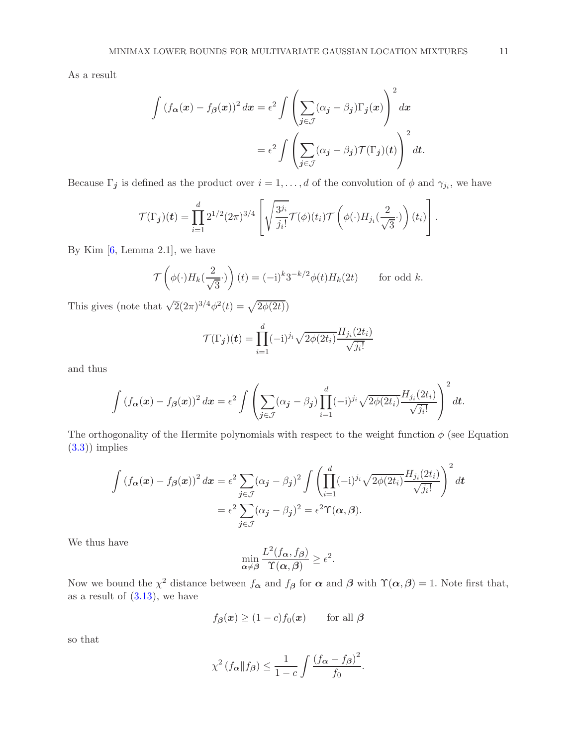As a result

$$\int (f_{\boldsymbol{\alpha}}(\boldsymbol{x}) - f_{\boldsymbol{\beta}}(\boldsymbol{x}))^2 \, d\boldsymbol{x} = \epsilon^2 \int \left( \sum_{\boldsymbol{j} \in \mathcal{J}} (\alpha_{\boldsymbol{j}} - \beta_{\boldsymbol{j}}) \Gamma_{\boldsymbol{j}}(\boldsymbol{x}) \right)^2 d\boldsymbol{x}$$

$$= \epsilon^2 \int \left( \sum_{\boldsymbol{j} \in \mathcal{J}} (\alpha_{\boldsymbol{j}} - \beta_{\boldsymbol{j}}) \mathcal{T}(\Gamma_{\boldsymbol{j}})(\boldsymbol{t}) \right)^2 d\boldsymbol{t}.$$

Because $\Gamma_{\boldsymbol{j}}$ is defined as the product over $i = 1, \ldots, d$ of the convolution of $\phi$ and $\gamma_{j_i}$, we have

$$\mathcal{T}(\Gamma_{\boldsymbol{j}})(\boldsymbol{t}) = \prod_{i=1}^{d} 2^{1/2} (2\pi)^{3/4} \left[ \sqrt{\frac{3^{j_i}}{j_i!}} \mathcal{T}(\phi)(t_i) \mathcal{T}\left(\phi(\cdot) H_{j_i}(\frac{2}{\sqrt{3}} \cdot)\right)(t_i) \right].$$

By Kim [6, Lemma 2.1], we have

$$\mathcal{T}\left(\phi(\cdot) H_k(\frac{2}{\sqrt{3}} \cdot)\right)(t) = (-\mathrm{i})^k 3^{-k/2} \phi(t) H_k(2t) \qquad \text{for odd } k.$$

This gives (note that $\sqrt{2}(2\pi)^{3/4}\phi^2(t) = \sqrt{2\phi(2t)}$)

$$\mathcal{T}(\Gamma_{\boldsymbol{j}})(\boldsymbol{t}) = \prod_{i=1}^{d} (-\mathrm{i})^{j_i} \sqrt{2\phi(2t_i)} \frac{H_{j_i}(2t_i)}{\sqrt{j_i!}}$$

and thus

$$\int (f_{\boldsymbol{\alpha}}(\boldsymbol{x}) - f_{\boldsymbol{\beta}}(\boldsymbol{x}))^2 \, d\boldsymbol{x} = \epsilon^2 \int \left( \sum_{\boldsymbol{j} \in \mathcal{J}} (\alpha_{\boldsymbol{j}} - \beta_{\boldsymbol{j}}) \prod_{i=1}^{d} (-\mathrm{i})^{j_i} \sqrt{2\phi(2t_i)} \frac{H_{j_i}(2t_i)}{\sqrt{j_i!}} \right)^2 d\boldsymbol{t}.$$

The orthogonality of the Hermite polynomials with respect to the weight function $\phi$ (see Equation (3.3)) implies

$$\int (f_{\boldsymbol{\alpha}}(\boldsymbol{x}) - f_{\boldsymbol{\beta}}(\boldsymbol{x}))^2 \, d\boldsymbol{x} = \epsilon^2 \sum_{\boldsymbol{j} \in \mathcal{J}} (\alpha_{\boldsymbol{j}} - \beta_{\boldsymbol{j}})^2 \int \left( \prod_{i=1}^{d} (-\mathrm{i})^{j_i} \sqrt{2\phi(2t_i)} \frac{H_{j_i}(2t_i)}{\sqrt{j_i!}} \right)^2 d\boldsymbol{t}$$

$$= \epsilon^2 \sum_{\boldsymbol{j} \in \mathcal{J}} (\alpha_{\boldsymbol{j}} - \beta_{\boldsymbol{j}})^2 = \epsilon^2 \Upsilon(\boldsymbol{\alpha}, \boldsymbol{\beta}).$$

We thus have

$$\min_{\boldsymbol{\alpha} \neq \boldsymbol{\beta}} \frac{L^2(f_{\boldsymbol{\alpha}}, f_{\boldsymbol{\beta}})}{\Upsilon(\boldsymbol{\alpha}, \boldsymbol{\beta})} \geq \epsilon^2.$$

Now we bound the $\chi^2$ distance between $f_{\boldsymbol{\alpha}}$ and $f_{\boldsymbol{\beta}}$ for $\boldsymbol{\alpha}$ and $\boldsymbol{\beta}$ with $\Upsilon(\boldsymbol{\alpha}, \boldsymbol{\beta}) = 1$. Note first that, as a result of (3.13), we have

$$f_{\boldsymbol{\beta}}(\boldsymbol{x}) \geq (1 - c) f_0(\boldsymbol{x}) \qquad \text{for all } \boldsymbol{\beta}$$

so that

$$\chi^2 (f_{\boldsymbol{\alpha}} \| f_{\boldsymbol{\beta}}) \leq \frac{1}{1 - c} \int \frac{(f_{\boldsymbol{\alpha}} - f_{\boldsymbol{\beta}})^2}{f_0}.$$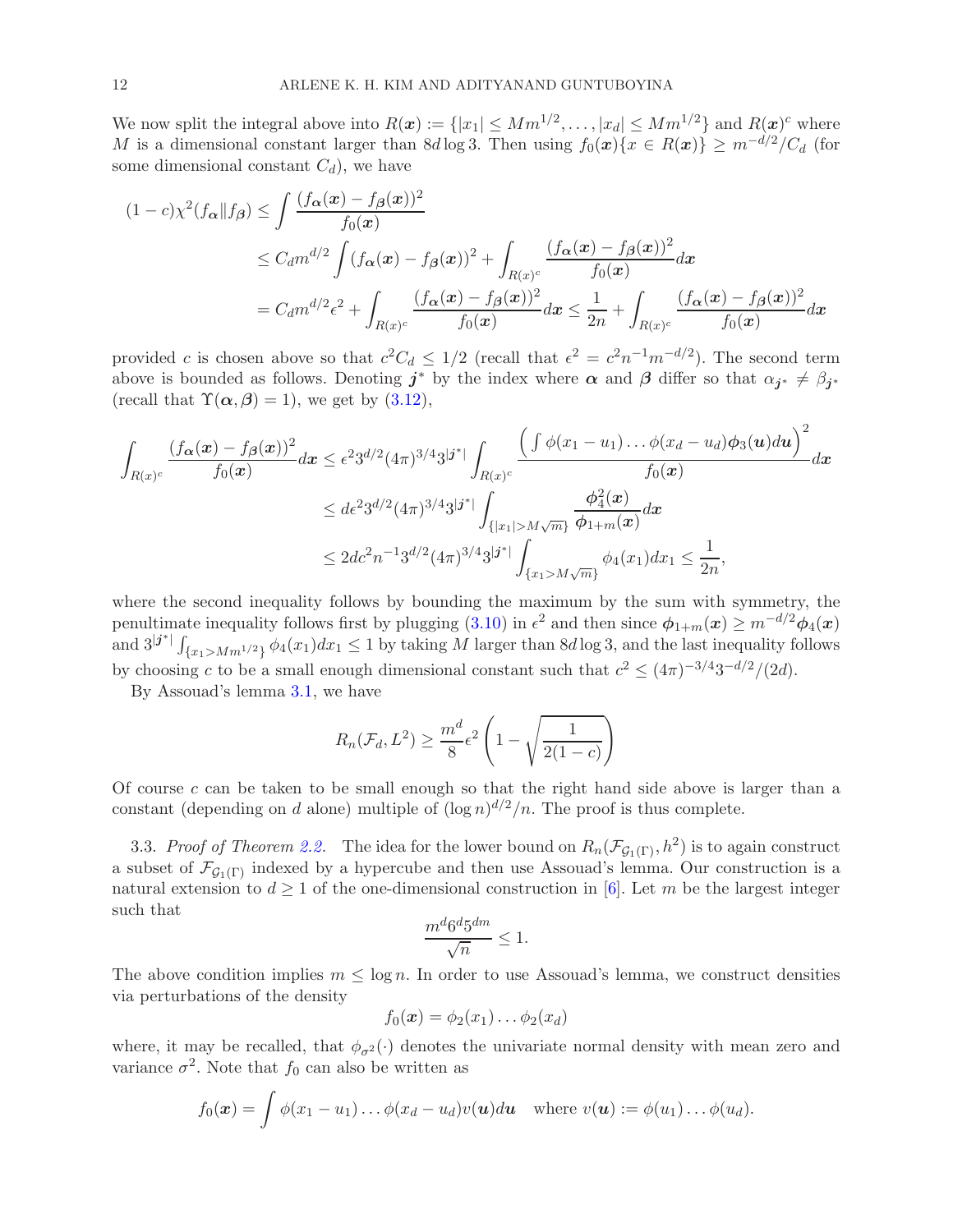We now split the integral above into $R(\boldsymbol{x}) := \{|x_1| \le Mm^{1/2}, \ldots, |x_d| \le Mm^{1/2}\}$ and $R(\boldsymbol{x})^c$ where $M$ is a dimensional constant larger than $8d\log 3$. Then using $f_0(\boldsymbol{x})\{x \in R(\boldsymbol{x})\} \ge m^{-d/2}/C_d$ (for some dimensional constant $C_d$), we have

$$
\begin{aligned}
(1-c)\chi^2(f_{\boldsymbol{\alpha}} \| f_{\boldsymbol{\beta}}) &\le \int \frac{(f_{\boldsymbol{\alpha}}(\boldsymbol{x}) - f_{\boldsymbol{\beta}}(\boldsymbol{x}))^2}{f_0(\boldsymbol{x})} \\
&\le C_d m^{d/2} \int (f_{\boldsymbol{\alpha}}(\boldsymbol{x}) - f_{\boldsymbol{\beta}}(\boldsymbol{x}))^2 + \int_{R(x)^c} \frac{(f_{\boldsymbol{\alpha}}(\boldsymbol{x}) - f_{\boldsymbol{\beta}}(\boldsymbol{x}))^2}{f_0(\boldsymbol{x})} d\boldsymbol{x} \\
&= C_d m^{d/2} \epsilon^2 + \int_{R(x)^c} \frac{(f_{\boldsymbol{\alpha}}(\boldsymbol{x}) - f_{\boldsymbol{\beta}}(\boldsymbol{x}))^2}{f_0(\boldsymbol{x})} d\boldsymbol{x} \le \frac{1}{2n} + \int_{R(x)^c} \frac{(f_{\boldsymbol{\alpha}}(\boldsymbol{x}) - f_{\boldsymbol{\beta}}(\boldsymbol{x}))^2}{f_0(\boldsymbol{x})} d\boldsymbol{x}
\end{aligned}
$$

provided $c$ is chosen above so that $c^2 C_d \le 1/2$ (recall that $\epsilon^2 = c^2 n^{-1} m^{-d/2}$). The second term above is bounded as follows. Denoting $\boldsymbol{j}^*$ by the index where $\boldsymbol{\alpha}$ and $\boldsymbol{\beta}$ differ so that $\alpha_{\boldsymbol{j}^*} \ne \beta_{\boldsymbol{j}^*}$ (recall that $\Upsilon(\boldsymbol{\alpha}, \boldsymbol{\beta}) = 1$), we get by (3.12),

$$
\begin{aligned}
\int_{R(x)^c} \frac{(f_{\boldsymbol{\alpha}}(\boldsymbol{x}) - f_{\boldsymbol{\beta}}(\boldsymbol{x}))^2}{f_0(\boldsymbol{x})} d\boldsymbol{x} &\le \epsilon^2 3^{d/2} (4\pi)^{3/4} 3^{|\boldsymbol{j}^*|} \int_{R(x)^c} \frac{\left(\int \phi(x_1 - u_1) \ldots \phi(x_d - u_d) \boldsymbol{\phi}_3(\boldsymbol{u}) d\boldsymbol{u}\right)^2}{f_0(\boldsymbol{x})} d\boldsymbol{x} \\
&\le d\epsilon^2 3^{d/2} (4\pi)^{3/4} 3^{|\boldsymbol{j}^*|} \int_{\{|x_1| > M\sqrt{m}\}} \frac{\boldsymbol{\phi}_4^2(\boldsymbol{x})}{\boldsymbol{\phi}_{1+m}(\boldsymbol{x})} d\boldsymbol{x} \\
&\le 2dc^2 n^{-1} 3^{d/2} (4\pi)^{3/4} 3^{|\boldsymbol{j}^*|} \int_{\{x_1 > M\sqrt{m}\}} \phi_4(x_1) dx_1 \le \frac{1}{2n},
\end{aligned}
$$

where the second inequality follows by bounding the maximum by the sum with symmetry, the penultimate inequality follows first by plugging (3.10) in $\epsilon^2$ and then since $\boldsymbol{\phi}_{1+m}(\boldsymbol{x}) \ge m^{-d/2} \boldsymbol{\phi}_4(\boldsymbol{x})$ and $3^{|\boldsymbol{j}^*|} \int_{\{x_1 > Mm^{1/2}\}} \phi_4(x_1) dx_1 \le 1$ by taking $M$ larger than $8d\log 3$, and the last inequality follows by choosing $c$ to be a small enough dimensional constant such that $c^2 \le (4\pi)^{-3/4} 3^{-d/2}/(2d)$.

By Assouad's lemma 3.1, we have

$$
R_n(\mathcal{F}_d, L^2) \ge \frac{m^d}{8} \epsilon^2 \left(1 - \sqrt{\frac{1}{2(1-c)}}\right)
$$

Of course $c$ can be taken to be small enough so that the right hand side above is larger than a constant (depending on $d$ alone) multiple of $(\log n)^{d/2}/n$. The proof is thus complete.

3.3. *Proof of Theorem 2.2.* The idea for the lower bound on $R_n(\mathcal{F}_{\mathcal{G}_1(\Gamma)}, h^2)$ is to again construct a subset of $\mathcal{F}_{\mathcal{G}_1(\Gamma)}$ indexed by a hypercube and then use Assouad's lemma. Our construction is a natural extension to $d \ge 1$ of the one-dimensional construction in [6]. Let $m$ be the largest integer such that

$$
\frac{m^d 6^d 5^{dm}}{\sqrt{n}} \le 1.
$$

The above condition implies $m \le \log n$. In order to use Assouad's lemma, we construct densities via perturbations of the density

$$
f_0(\boldsymbol{x}) = \phi_2(x_1) \ldots \phi_2(x_d)
$$

where, it may be recalled, that $\phi_{\sigma^2}(\cdot)$ denotes the univariate normal density with mean zero and variance $\sigma^2$. Note that $f_0$ can also be written as

$$
f_0(\boldsymbol{x}) = \int \phi(x_1 - u_1) \ldots \phi(x_d - u_d) v(\boldsymbol{u}) d\boldsymbol{u} \quad \text{where } v(\boldsymbol{u}) := \phi(u_1) \ldots \phi(u_d).
$$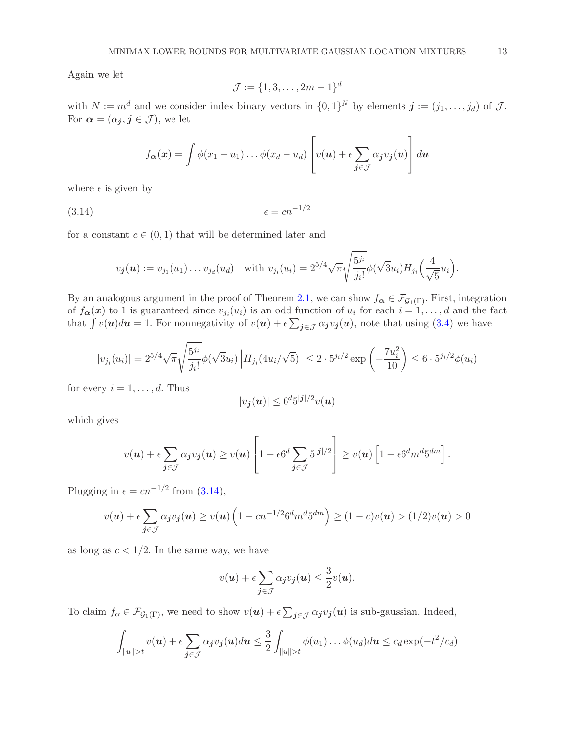Again we let

$$\mathcal{J} := \{1, 3, \ldots, 2m-1\}^d$$

with $N := m^d$ and we consider index binary vectors in $\{0,1\}^N$ by elements $\boldsymbol{j} := (j_1, \ldots, j_d)$ of $\mathcal{J}$. For $\boldsymbol{\alpha} = (\alpha_{\boldsymbol{j}}, \boldsymbol{j} \in \mathcal{J})$, we let

$$f_{\boldsymbol{\alpha}}(\boldsymbol{x}) = \int \phi(x_1 - u_1) \ldots \phi(x_d - u_d) \left[ v(\boldsymbol{u}) + \epsilon \sum_{\boldsymbol{j} \in \mathcal{J}} \alpha_{\boldsymbol{j}} v_{\boldsymbol{j}}(\boldsymbol{u}) \right] d\boldsymbol{u}$$

where $\epsilon$ is given by

$$\epsilon = cn^{-1/2} \tag{3.14}$$

for a constant $c \in (0,1)$ that will be determined later and

$$v_{\boldsymbol{j}}(\boldsymbol{u}) := v_{j_1}(u_1) \ldots v_{j_d}(u_d) \quad \text{with } v_{j_i}(u_i) = 2^{5/4}\sqrt{\pi}\sqrt{\frac{5^{j_i}}{j_i!}}\phi(\sqrt{3}u_i) H_{j_i}\Big(\frac{4}{\sqrt{5}}u_i\Big).$$

By an analogous argument in the proof of Theorem 2.1, we can show $f_{\boldsymbol{\alpha}} \in \mathcal{F}_{\mathcal{G}_1(\Gamma)}$. First, integration of $f_{\boldsymbol{\alpha}}(\boldsymbol{x})$ to 1 is guaranteed since $v_{j_i}(u_i)$ is an odd function of $u_i$ for each $i = 1, \ldots, d$ and the fact that $\int v(\boldsymbol{u}) d\boldsymbol{u} = 1$. For nonnegativity of $v(\boldsymbol{u}) + \epsilon \sum_{\boldsymbol{j} \in \mathcal{J}} \alpha_{\boldsymbol{j}} v_{\boldsymbol{j}}(\boldsymbol{u})$, note that using (3.4) we have

$$|v_{j_i}(u_i)| = 2^{5/4}\sqrt{\pi}\sqrt{\frac{5^{j_i}}{j_i!}}\phi(\sqrt{3}u_i) \left| H_{j_i}(4u_i/\sqrt{5}) \right| \leq 2 \cdot 5^{j_i/2} \exp\left(-\frac{7u_i^2}{10}\right) \leq 6 \cdot 5^{j_i/2}\phi(u_i)$$

for every $i = 1, \ldots, d$. Thus

$$|v_{\boldsymbol{j}}(\boldsymbol{u})| \leq 6^d 5^{|\boldsymbol{j}|/2} v(\boldsymbol{u})$$

which gives

$$v(\boldsymbol{u}) + \epsilon \sum_{\boldsymbol{j} \in \mathcal{J}} \alpha_{\boldsymbol{j}} v_{\boldsymbol{j}}(\boldsymbol{u}) \geq v(\boldsymbol{u}) \left[ 1 - \epsilon 6^d \sum_{\boldsymbol{j} \in \mathcal{J}} 5^{|\boldsymbol{j}|/2} \right] \geq v(\boldsymbol{u}) \left[ 1 - \epsilon 6^d m^d 5^{dm} \right].$$

Plugging in $\epsilon = cn^{-1/2}$ from (3.14),

$$v(\boldsymbol{u}) + \epsilon \sum_{\boldsymbol{j} \in \mathcal{J}} \alpha_{\boldsymbol{j}} v_{\boldsymbol{j}}(\boldsymbol{u}) \geq v(\boldsymbol{u}) \left(1 - cn^{-1/2} 6^d m^d 5^{dm}\right) \geq (1-c)v(\boldsymbol{u}) > (1/2)v(\boldsymbol{u}) > 0$$

as long as $c < 1/2$. In the same way, we have

$$v(\boldsymbol{u}) + \epsilon \sum_{\boldsymbol{j} \in \mathcal{J}} \alpha_{\boldsymbol{j}} v_{\boldsymbol{j}}(\boldsymbol{u}) \leq \frac{3}{2} v(\boldsymbol{u}).$$

To claim $f_\alpha \in \mathcal{F}_{\mathcal{G}_1(\Gamma)}$, we need to show $v(\boldsymbol{u}) + \epsilon \sum_{\boldsymbol{j} \in \mathcal{J}} \alpha_{\boldsymbol{j}} v_{\boldsymbol{j}}(\boldsymbol{u})$ is sub-gaussian. Indeed,

$$\int_{\|u\|>t} v(\boldsymbol{u}) + \epsilon \sum_{\boldsymbol{j} \in \mathcal{J}} \alpha_{\boldsymbol{j}} v_{\boldsymbol{j}}(\boldsymbol{u}) d\boldsymbol{u} \leq \frac{3}{2} \int_{\|u\|>t} \phi(u_1) \ldots \phi(u_d) d\boldsymbol{u} \leq c_d \exp(-t^2/c_d)$$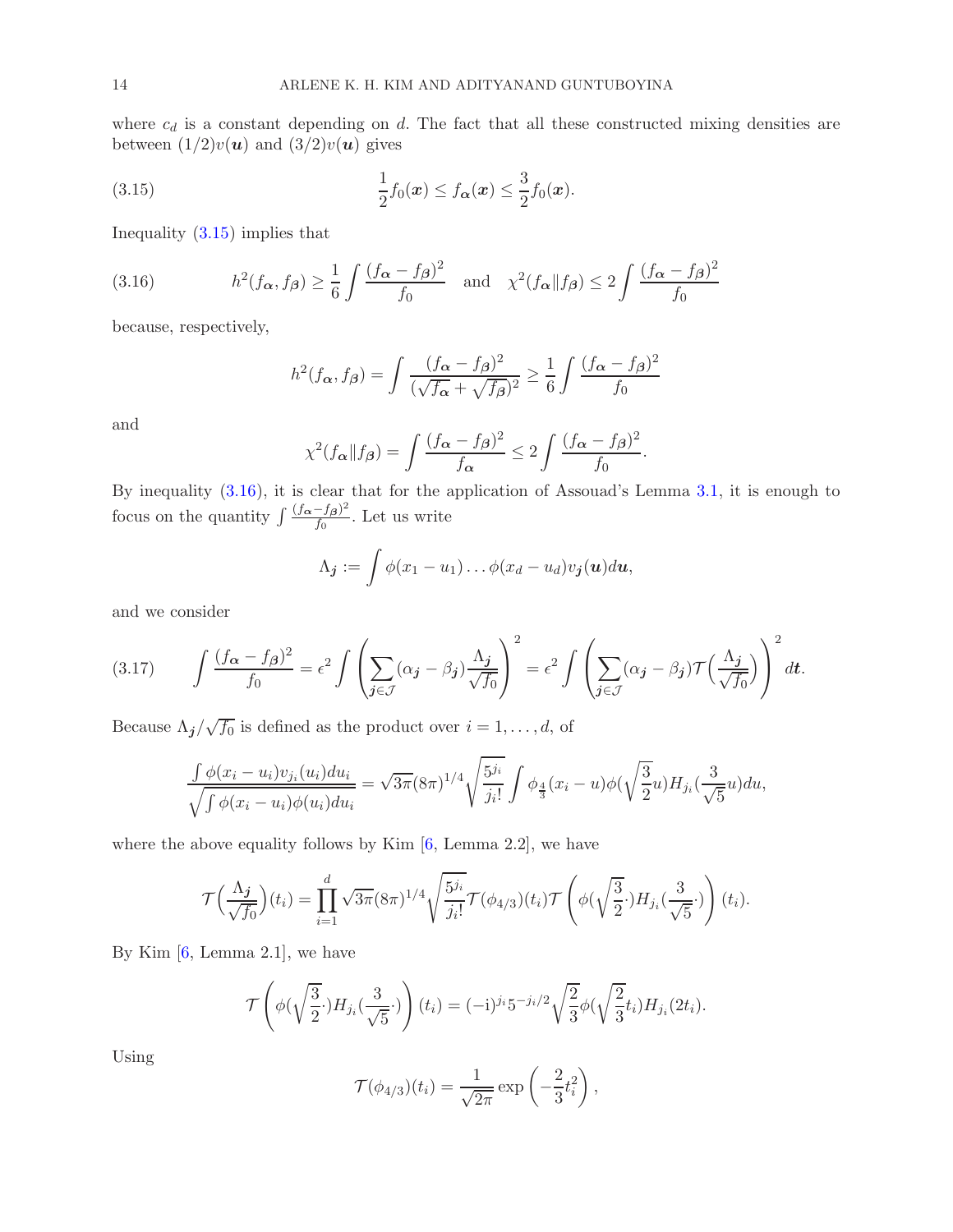where $c_d$ is a constant depending on $d$. The fact that all these constructed mixing densities are between $(1/2)v(\boldsymbol{u})$ and $(3/2)v(\boldsymbol{u})$ gives

$$\frac{1}{2}f_0(\boldsymbol{x}) \leq f_{\boldsymbol{\alpha}}(\boldsymbol{x}) \leq \frac{3}{2}f_0(\boldsymbol{x}). \tag{3.15}$$

Inequality (3.15) implies that

$$h^2(f_{\boldsymbol{\alpha}}, f_{\boldsymbol{\beta}}) \geq \frac{1}{6}\int \frac{(f_{\boldsymbol{\alpha}} - f_{\boldsymbol{\beta}})^2}{f_0} \quad \text{and} \quad \chi^2(f_{\boldsymbol{\alpha}} \| f_{\boldsymbol{\beta}}) \leq 2\int \frac{(f_{\boldsymbol{\alpha}} - f_{\boldsymbol{\beta}})^2}{f_0} \tag{3.16}$$

because, respectively,

$$h^2(f_{\boldsymbol{\alpha}}, f_{\boldsymbol{\beta}}) = \int \frac{(f_{\boldsymbol{\alpha}} - f_{\boldsymbol{\beta}})^2}{(\sqrt{f_{\boldsymbol{\alpha}}} + \sqrt{f_{\boldsymbol{\beta}}})^2} \geq \frac{1}{6}\int \frac{(f_{\boldsymbol{\alpha}} - f_{\boldsymbol{\beta}})^2}{f_0}$$

and

$$\chi^2(f_{\boldsymbol{\alpha}} \| f_{\boldsymbol{\beta}}) = \int \frac{(f_{\boldsymbol{\alpha}} - f_{\boldsymbol{\beta}})^2}{f_{\boldsymbol{\alpha}}} \leq 2\int \frac{(f_{\boldsymbol{\alpha}} - f_{\boldsymbol{\beta}})^2}{f_0}.$$

By inequality (3.16), it is clear that for the application of Assouad's Lemma 3.1, it is enough to focus on the quantity $\int \frac{(f_{\boldsymbol{\alpha}} - f_{\boldsymbol{\beta}})^2}{f_0}$. Let us write

$$\Lambda_{\boldsymbol{j}} := \int \phi(x_1 - u_1) \dots \phi(x_d - u_d) v_{\boldsymbol{j}}(\boldsymbol{u}) d\boldsymbol{u},$$

and we consider

$$\int \frac{(f_{\boldsymbol{\alpha}} - f_{\boldsymbol{\beta}})^2}{f_0} = \epsilon^2 \int \left( \sum_{\boldsymbol{j} \in \mathcal{J}} (\alpha_{\boldsymbol{j}} - \beta_{\boldsymbol{j}}) \frac{\Lambda_{\boldsymbol{j}}}{\sqrt{f_0}} \right)^2 = \epsilon^2 \int \left( \sum_{\boldsymbol{j} \in \mathcal{J}} (\alpha_{\boldsymbol{j}} - \beta_{\boldsymbol{j}}) \mathcal{T}\Big(\frac{\Lambda_{\boldsymbol{j}}}{\sqrt{f_0}}\Big) \right)^2 d\boldsymbol{t}. \tag{3.17}$$

Because $\Lambda_{\boldsymbol{j}}/\sqrt{f_0}$ is defined as the product over $i = 1, \dots, d$, of

$$\frac{\int \phi(x_i - u_i) v_{j_i}(u_i) du_i}{\sqrt{\int \phi(x_i - u_i)\phi(u_i) du_i}} = \sqrt{3\pi}(8\pi)^{1/4}\sqrt{\frac{5^{j_i}}{j_i!}} \int \phi_{\frac{4}{3}}(x_i - u)\phi(\sqrt{\frac{3}{2}}u) H_{j_i}(\frac{3}{\sqrt{5}}u) du,$$

where the above equality follows by Kim [6, Lemma 2.2], we have

$$\mathcal{T}\Big(\frac{\Lambda_{\boldsymbol{j}}}{\sqrt{f_0}}\Big)(t_i) = \prod_{i=1}^{d} \sqrt{3\pi}(8\pi)^{1/4}\sqrt{\frac{5^{j_i}}{j_i!}} \mathcal{T}(\phi_{4/3})(t_i) \mathcal{T}\left(\phi(\sqrt{\frac{3}{2}}\cdot) H_{j_i}(\frac{3}{\sqrt{5}}\cdot)\right)(t_i).$$

By Kim [6, Lemma 2.1], we have

$$\mathcal{T}\left(\phi(\sqrt{\frac{3}{2}}\cdot) H_{j_i}(\frac{3}{\sqrt{5}}\cdot)\right)(t_i) = (-\mathrm{i})^{j_i} 5^{-j_i/2} \sqrt{\frac{2}{3}} \phi(\sqrt{\frac{2}{3}}t_i) H_{j_i}(2t_i).$$

Using

$$\mathcal{T}(\phi_{4/3})(t_i) = \frac{1}{\sqrt{2\pi}} \exp\left(-\frac{2}{3}t_i^2\right),$$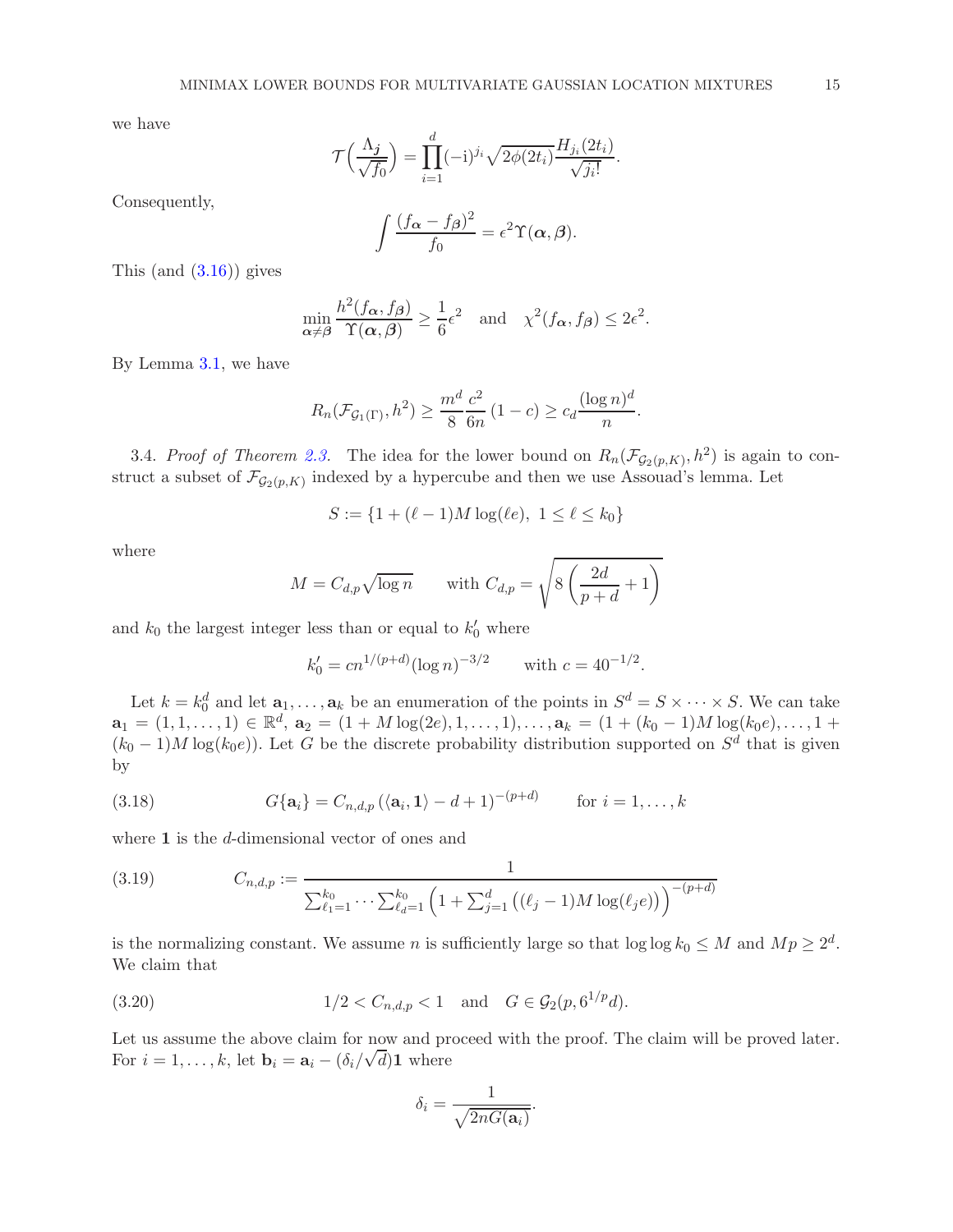we have

$$\mathcal{T}\Big(\frac{\Lambda_{\boldsymbol{j}}}{\sqrt{f_0}}\Big) = \prod_{i=1}^{d} (-\mathrm{i})^{j_i} \sqrt{2\phi(2t_i)} \frac{H_{j_i}(2t_i)}{\sqrt{j_i!}}.$$

Consequently,

$$\int \frac{(f_{\boldsymbol{\alpha}} - f_{\boldsymbol{\beta}})^2}{f_0} = \epsilon^2 \Upsilon(\boldsymbol{\alpha}, \boldsymbol{\beta}).$$

This (and (3.16)) gives

$$\min_{\boldsymbol{\alpha} \neq \boldsymbol{\beta}} \frac{h^2(f_{\boldsymbol{\alpha}}, f_{\boldsymbol{\beta}})}{\Upsilon(\boldsymbol{\alpha}, \boldsymbol{\beta})} \geq \frac{1}{6}\epsilon^2 \quad \text{and} \quad \chi^2(f_{\boldsymbol{\alpha}}, f_{\boldsymbol{\beta}}) \leq 2\epsilon^2.$$

By Lemma 3.1, we have

$$R_n(\mathcal{F}_{\mathcal{G}_1(\Gamma)}, h^2) \geq \frac{m^d}{8} \frac{c^2}{6n} (1 - c) \geq c_d \frac{(\log n)^d}{n}.$$

3.4. *Proof of Theorem 2.3.* The idea for the lower bound on $R_n(\mathcal{F}_{\mathcal{G}_2(p,K)}, h^2)$ is again to construct a subset of $\mathcal{F}_{\mathcal{G}_2(p,K)}$ indexed by a hypercube and then we use Assouad's lemma. Let

$$S := \{1 + (\ell - 1) M \log(\ell e), \ 1 \leq \ell \leq k_0\}$$

where

$$M = C_{d,p}\sqrt{\log n} \qquad \text{with } C_{d,p} = \sqrt{8\left(\frac{2d}{p+d} + 1\right)}$$

and $k_0$ the largest integer less than or equal to $k_0'$ where

$$k_0' = c n^{1/(p+d)} (\log n)^{-3/2} \qquad \text{with } c = 40^{-1/2}.$$

Let $k = k_0^d$ and let $\mathbf{a}_1, \ldots, \mathbf{a}_k$ be an enumeration of the points in $S^d = S \times \cdots \times S$. We can take $\mathbf{a}_1 = (1, 1, \ldots, 1) \in \mathbb{R}^d$, $\mathbf{a}_2 = (1 + M\log(2e), 1, \ldots, 1), \ldots, \mathbf{a}_k = (1 + (k_0 - 1)M\log(k_0 e), \ldots, 1 + (k_0 - 1)M\log(k_0 e))$. Let $G$ be the discrete probability distribution supported on $S^d$ that is given by

$$G\{\mathbf{a}_i\} = C_{n,d,p} \left(\langle \mathbf{a}_i, \mathbf{1}\rangle - d + 1\right)^{-(p+d)} \qquad \text{for } i = 1, \ldots, k \tag{3.18}$$

where $\mathbf{1}$ is the $d$-dimensional vector of ones and

$$C_{n,d,p} := \frac{1}{\sum_{\ell_1=1}^{k_0} \cdots \sum_{\ell_d=1}^{k_0} \left(1 + \sum_{j=1}^{d} \left((\ell_j - 1) M \log(\ell_j e)\right)\right)^{-(p+d)}} \tag{3.19}$$

is the normalizing constant. We assume $n$ is sufficiently large so that $\log\log k_0 \leq M$ and $Mp \geq 2^d$. We claim that

$$1/2 < C_{n,d,p} < 1 \quad \text{and} \quad G \in \mathcal{G}_2(p, 6^{1/p} d). \tag{3.20}$$

Let us assume the above claim for now and proceed with the proof. The claim will be proved later. For $i = 1, \ldots, k$, let $\mathbf{b}_i = \mathbf{a}_i - (\delta_i/\sqrt{d})\mathbf{1}$ where

$$\delta_i = \frac{1}{\sqrt{2nG(\mathbf{a}_i)}}.$$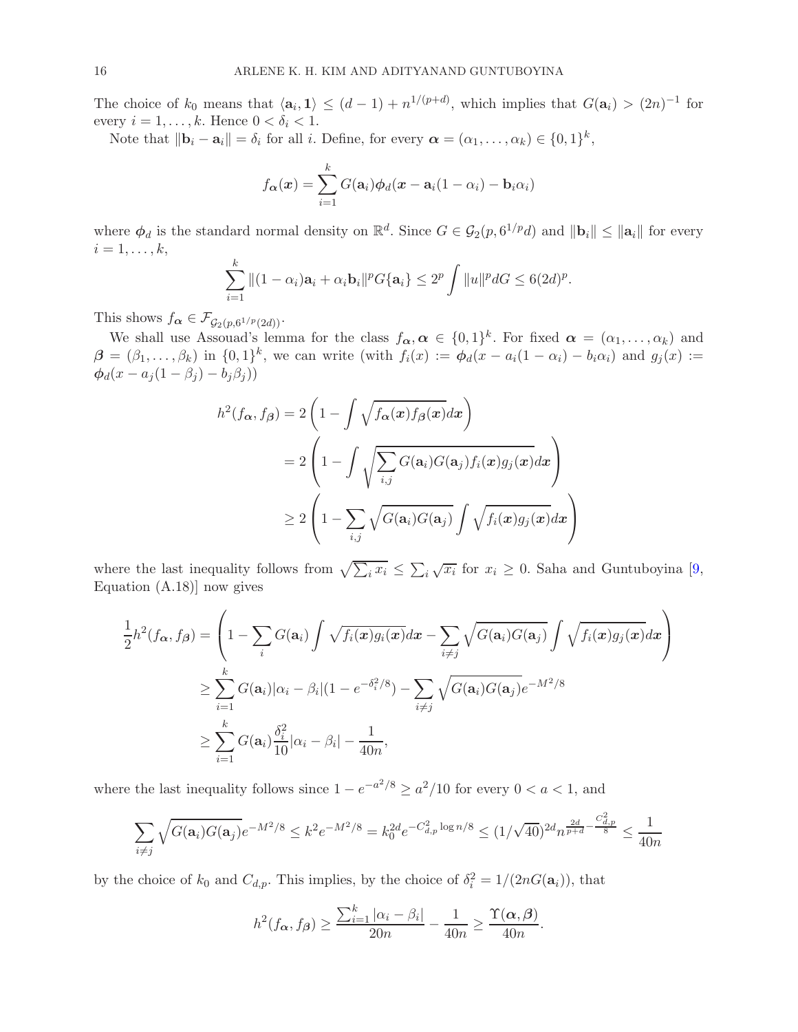The choice of $k_0$ means that $\langle \mathbf{a}_i, \mathbf{1} \rangle \leq (d-1) + n^{1/(p+d)}$, which implies that $G(\mathbf{a}_i) > (2n)^{-1}$ for every $i = 1, \ldots, k$. Hence $0 < \delta_i < 1$.

Note that $\|\mathbf{b}_i - \mathbf{a}_i\| = \delta_i$ for all $i$. Define, for every $\boldsymbol{\alpha} = (\alpha_1, \ldots, \alpha_k) \in \{0,1\}^k$,

$$
f_{\boldsymbol{\alpha}}(\boldsymbol{x}) = \sum_{i=1}^{k} G(\mathbf{a}_i) \boldsymbol{\phi}_d(\boldsymbol{x} - \mathbf{a}_i(1-\alpha_i) - \mathbf{b}_i \alpha_i)
$$

where $\boldsymbol{\phi}_d$ is the standard normal density on $\mathbb{R}^d$. Since $G \in \mathcal{G}_2(p, 6^{1/p}d)$ and $\|\mathbf{b}_i\| \leq \|\mathbf{a}_i\|$ for every $i = 1, \ldots, k$,

$$
\sum_{i=1}^{k} \|(1-\alpha_i)\mathbf{a}_i + \alpha_i \mathbf{b}_i\|^p G\{\mathbf{a}_i\} \leq 2^p \int \|u\|^p dG \leq 6(2d)^p.
$$

This shows $f_{\boldsymbol{\alpha}} \in \mathcal{F}_{\mathcal{G}_2(p, 6^{1/p}(2d))}$.

We shall use Assouad's lemma for the class $f_{\boldsymbol{\alpha}}, \boldsymbol{\alpha} \in \{0,1\}^k$. For fixed $\boldsymbol{\alpha} = (\alpha_1, \ldots, \alpha_k)$ and $\boldsymbol{\beta} = (\beta_1, \ldots, \beta_k)$ in $\{0,1\}^k$, we can write (with $f_i(x) := \boldsymbol{\phi}_d(x - a_i(1-\alpha_i) - b_i\alpha_i)$ and $g_j(x) := \boldsymbol{\phi}_d(x - a_j(1-\beta_j) - b_j\beta_j)$)

$$
\begin{aligned}
h^2(f_{\boldsymbol{\alpha}}, f_{\boldsymbol{\beta}}) &= 2\left(1 - \int \sqrt{f_{\boldsymbol{\alpha}}(\boldsymbol{x}) f_{\boldsymbol{\beta}}(\boldsymbol{x})} d\boldsymbol{x}\right) \\
&= 2\left(1 - \int \sqrt{\sum_{i,j} G(\mathbf{a}_i) G(\mathbf{a}_j) f_i(\boldsymbol{x}) g_j(\boldsymbol{x})} d\boldsymbol{x}\right) \\
&\geq 2\left(1 - \sum_{i,j} \sqrt{G(\mathbf{a}_i) G(\mathbf{a}_j)} \int \sqrt{f_i(\boldsymbol{x}) g_j(\boldsymbol{x})} d\boldsymbol{x}\right)
\end{aligned}
$$

where the last inequality follows from $\sqrt{\sum_i x_i} \leq \sum_i \sqrt{x_i}$ for $x_i \geq 0$. Saha and Guntuboyina [9, Equation (A.18)] now gives

$$
\begin{aligned}
\frac{1}{2} h^2(f_{\boldsymbol{\alpha}}, f_{\boldsymbol{\beta}}) &= \left(1 - \sum_i G(\mathbf{a}_i) \int \sqrt{f_i(\boldsymbol{x}) g_i(\boldsymbol{x})} d\boldsymbol{x} - \sum_{i \neq j} \sqrt{G(\mathbf{a}_i) G(\mathbf{a}_j)} \int \sqrt{f_i(\boldsymbol{x}) g_j(\boldsymbol{x})} d\boldsymbol{x}\right) \\
&\geq \sum_{i=1}^{k} G(\mathbf{a}_i) |\alpha_i - \beta_i| (1 - e^{-\delta_i^2/8}) - \sum_{i \neq j} \sqrt{G(\mathbf{a}_i) G(\mathbf{a}_j)} e^{-M^2/8} \\
&\geq \sum_{i=1}^{k} G(\mathbf{a}_i) \frac{\delta_i^2}{10} |\alpha_i - \beta_i| - \frac{1}{40n},
\end{aligned}
$$

where the last inequality follows since $1 - e^{-a^2/8} \geq a^2/10$ for every $0 < a < 1$, and

$$
\sum_{i \neq j} \sqrt{G(\mathbf{a}_i) G(\mathbf{a}_j)} e^{-M^2/8} \leq k^2 e^{-M^2/8} = k_0^{2d} e^{-C_{d,p}^2 \log n/8} \leq (1/\sqrt{40})^{2d} n^{\frac{2d}{p+d} - \frac{C_{d,p}^2}{8}} \leq \frac{1}{40n}
$$

by the choice of $k_0$ and $C_{d,p}$. This implies, by the choice of $\delta_i^2 = 1/(2nG(\mathbf{a}_i))$, that

$$
h^2(f_{\boldsymbol{\alpha}}, f_{\boldsymbol{\beta}}) \geq \frac{\sum_{i=1}^{k} |\alpha_i - \beta_i|}{20n} - \frac{1}{40n} \geq \frac{\Upsilon(\boldsymbol{\alpha}, \boldsymbol{\beta})}{40n}.
$$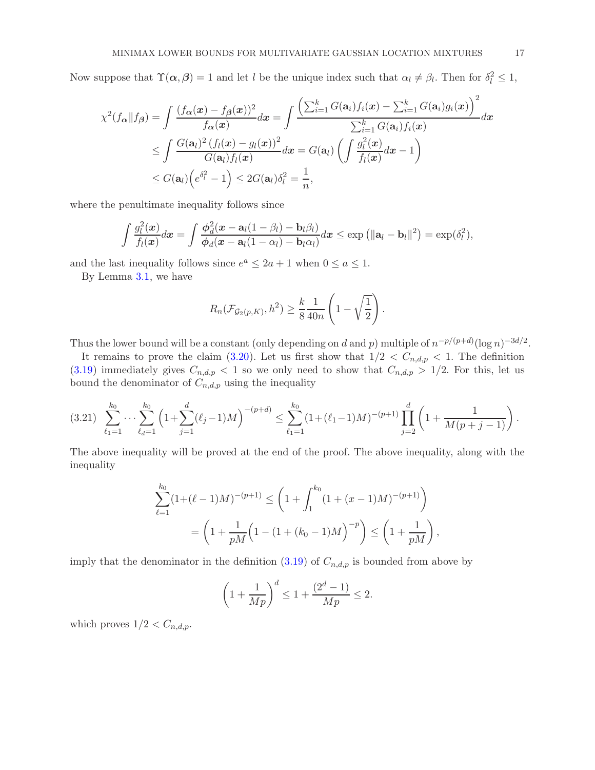Now suppose that $\Upsilon(\boldsymbol{\alpha}, \boldsymbol{\beta}) = 1$ and let $l$ be the unique index such that $\alpha_l \neq \beta_l$. Then for $\delta_l^2 \leq 1$,

$$
\begin{aligned}
\chi^2(f_{\boldsymbol{\alpha}} \| f_{\boldsymbol{\beta}}) &= \int \frac{(f_{\boldsymbol{\alpha}}(\boldsymbol{x}) - f_{\boldsymbol{\beta}}(\boldsymbol{x}))^2}{f_{\boldsymbol{\alpha}}(\boldsymbol{x})} d\boldsymbol{x} = \int \frac{\left(\sum_{i=1}^k G(\mathbf{a}_i) f_i(\boldsymbol{x}) - \sum_{i=1}^k G(\mathbf{a}_i) g_i(\boldsymbol{x})\right)^2}{\sum_{i=1}^k G(\mathbf{a}_i) f_i(\boldsymbol{x})} d\boldsymbol{x} \\
&\leq \int \frac{G(\mathbf{a}_l)^2 \left(f_l(\boldsymbol{x}) - g_l(\boldsymbol{x})\right)^2}{G(\mathbf{a}_l) f_l(\boldsymbol{x})} d\boldsymbol{x} = G(\mathbf{a}_l) \left( \int \frac{g_l^2(\boldsymbol{x})}{f_l(\boldsymbol{x})} d\boldsymbol{x} - 1 \right) \\
&\leq G(\mathbf{a}_l) \Big( e^{\delta_l^2} - 1 \Big) \leq 2 G(\mathbf{a}_l) \delta_l^2 = \frac{1}{n},
\end{aligned}
$$

where the penultimate inequality follows since

$$
\int \frac{g_l^2(\boldsymbol{x})}{f_l(\boldsymbol{x})} d\boldsymbol{x} = \int \frac{\boldsymbol{\phi}_d^2(\boldsymbol{x} - \mathbf{a}_l(1-\beta_l) - \mathbf{b}_l \beta_l)}{\boldsymbol{\phi}_d(\boldsymbol{x} - \mathbf{a}_l(1-\alpha_l) - \mathbf{b}_l \alpha_l)} d\boldsymbol{x} \leq \exp\left( \|\mathbf{a}_l - \mathbf{b}_l\|^2 \right) = \exp(\delta_l^2),
$$

and the last inequality follows since $e^a \leq 2a + 1$ when $0 \leq a \leq 1$.

By Lemma 3.1, we have

$$
R_n(\mathcal{F}_{\mathcal{G}_2(p,K)}, h^2) \geq \frac{k}{8} \frac{1}{40n} \left( 1 - \sqrt{\frac{1}{2}} \right).
$$

Thus the lower bound will be a constant (only depending on $d$ and $p$) multiple of $n^{-p/(p+d)} (\log n)^{-3d/2}$.

It remains to prove the claim (3.20). Let us first show that $1/2 < C_{n,d,p} < 1$. The definition (3.19) immediately gives $C_{n,d,p} < 1$ so we only need to show that $C_{n,d,p} > 1/2$. For this, let us bound the denominator of $C_{n,d,p}$ using the inequality

$$
(3.21) \quad \sum_{\ell_1=1}^{k_0} \cdots \sum_{\ell_d=1}^{k_0} \Big( 1 + \sum_{j=1}^{d} (\ell_j - 1) M \Big)^{-(p+d)} \leq \sum_{\ell_1=1}^{k_0} (1 + (\ell_1 - 1) M)^{-(p+1)} \prod_{j=2}^{d} \left( 1 + \frac{1}{M(p+j-1)} \right).
$$

The above inequality will be proved at the end of the proof. The above inequality, along with the inequality

$$
\begin{aligned}
\sum_{\ell=1}^{k_0} (1 + (\ell - 1) M)^{-(p+1)} &\leq \left( 1 + \int_1^{k_0} (1 + (x-1) M)^{-(p+1)} \right) \\
&= \left( 1 + \frac{1}{pM} \Big( 1 - (1 + (k_0 - 1) M \Big)^{-p} \Big) \right) \leq \left( 1 + \frac{1}{pM} \right),
\end{aligned}
$$

imply that the denominator in the definition (3.19) of $C_{n,d,p}$ is bounded from above by

$$
\left( 1 + \frac{1}{Mp} \right)^d \leq 1 + \frac{(2^d - 1)}{Mp} \leq 2.
$$

which proves $1/2 < C_{n,d,p}$.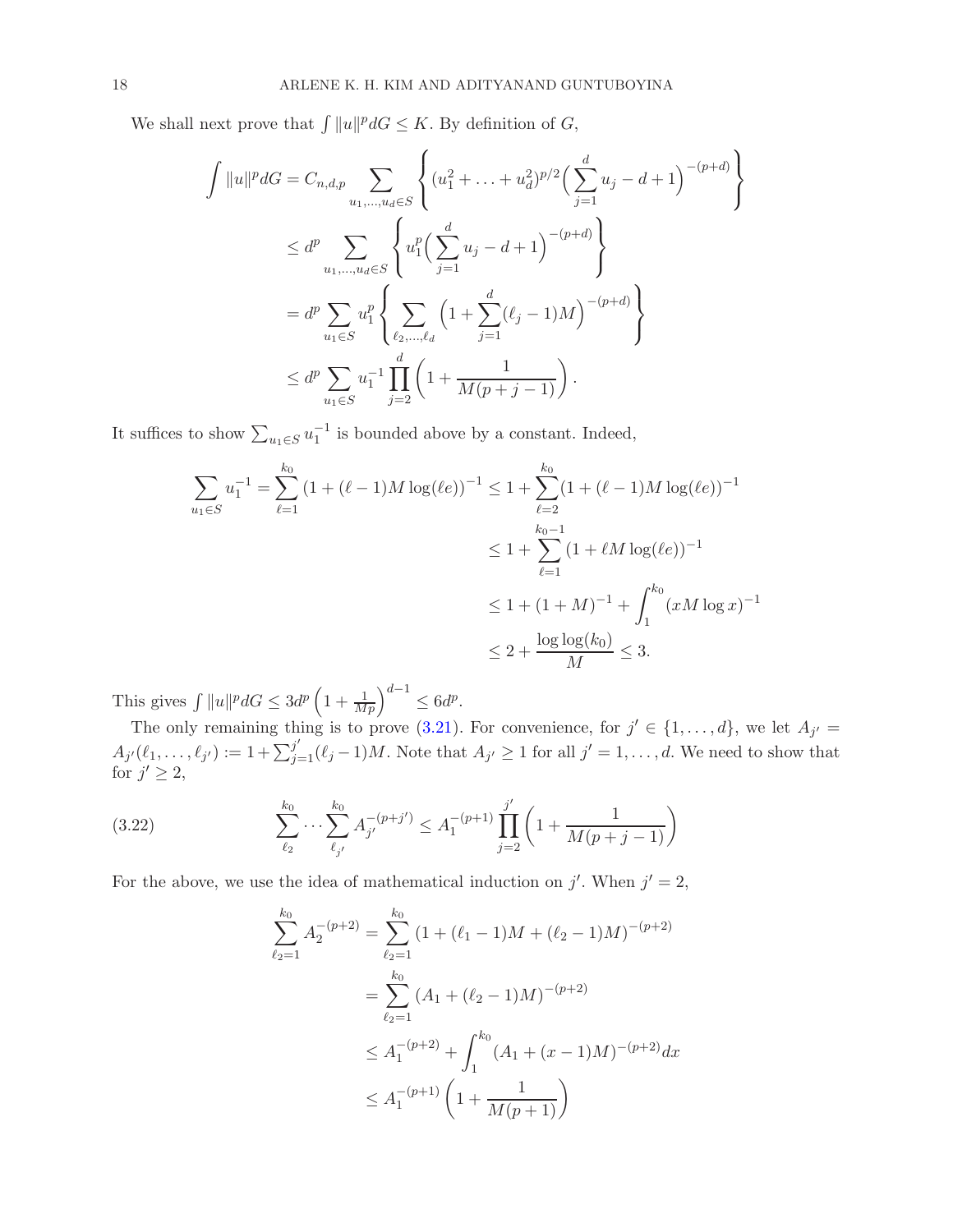We shall next prove that $\int \|u\|^p dG \le K$. By definition of $G$,

$$
\begin{aligned}
\int \|u\|^p dG &= C_{n,d,p} \sum_{u_1,\dots,u_d \in S} \left\{ (u_1^2 + \dots + u_d^2)^{p/2} \Big( \sum_{j=1}^d u_j - d + 1 \Big)^{-(p+d)} \right\} \\
&\le d^p \sum_{u_1,\dots,u_d \in S} \left\{ u_1^p \Big( \sum_{j=1}^d u_j - d + 1 \Big)^{-(p+d)} \right\} \\
&= d^p \sum_{u_1 \in S} u_1^p \left\{ \sum_{\ell_2,\dots,\ell_d} \Big( 1 + \sum_{j=1}^d (\ell_j - 1) M \Big)^{-(p+d)} \right\} \\
&\le d^p \sum_{u_1 \in S} u_1^{-1} \prod_{j=2}^d \left( 1 + \frac{1}{M(p+j-1)} \right).
\end{aligned}
$$

It suffices to show $\sum_{u_1 \in S} u_1^{-1}$ is bounded above by a constant. Indeed,

$$
\begin{aligned}
\sum_{u_1 \in S} u_1^{-1} = \sum_{\ell=1}^{k_0} (1 + (\ell-1) M \log(\ell e))^{-1} &\le 1 + \sum_{\ell=2}^{k_0} (1 + (\ell-1) M \log(\ell e))^{-1} \\
&\le 1 + \sum_{\ell=1}^{k_0-1} (1 + \ell M \log(\ell e))^{-1} \\
&\le 1 + (1+M)^{-1} + \int_1^{k_0} (x M \log x)^{-1} \\
&\le 2 + \frac{\log\log(k_0)}{M} \le 3.
\end{aligned}
$$

This gives $\int \|u\|^p dG \le 3 d^p \left(1 + \frac{1}{Mp}\right)^{d-1} \le 6 d^p$.

The only remaining thing is to prove (3.21). For convenience, for $j' \in \{1, \dots, d\}$, we let $A_{j'} = A_{j'}(\ell_1, \dots, \ell_{j'}) := 1 + \sum_{j=1}^{j'} (\ell_j - 1) M$. Note that $A_{j'} \ge 1$ for all $j' = 1, \dots, d$. We need to show that for $j' \ge 2$,

$$
\sum_{\ell_2}^{k_0} \cdots \sum_{\ell_{j'}}^{k_0} A_{j'}^{-(p+j')} \le A_1^{-(p+1)} \prod_{j=2}^{j'} \left( 1 + \frac{1}{M(p+j-1)} \right) \tag{3.22}
$$

For the above, we use the idea of mathematical induction on $j'$. When $j' = 2$,

$$
\begin{aligned}
\sum_{\ell_2=1}^{k_0} A_2^{-(p+2)} &= \sum_{\ell_2=1}^{k_0} (1 + (\ell_1 - 1) M + (\ell_2 - 1) M)^{-(p+2)} \\
&= \sum_{\ell_2=1}^{k_0} (A_1 + (\ell_2 - 1) M)^{-(p+2)} \\
&\le A_1^{-(p+2)} + \int_1^{k_0} (A_1 + (x-1) M)^{-(p+2)} dx \\
&\le A_1^{-(p+1)} \left( 1 + \frac{1}{M(p+1)} \right)
\end{aligned}
$$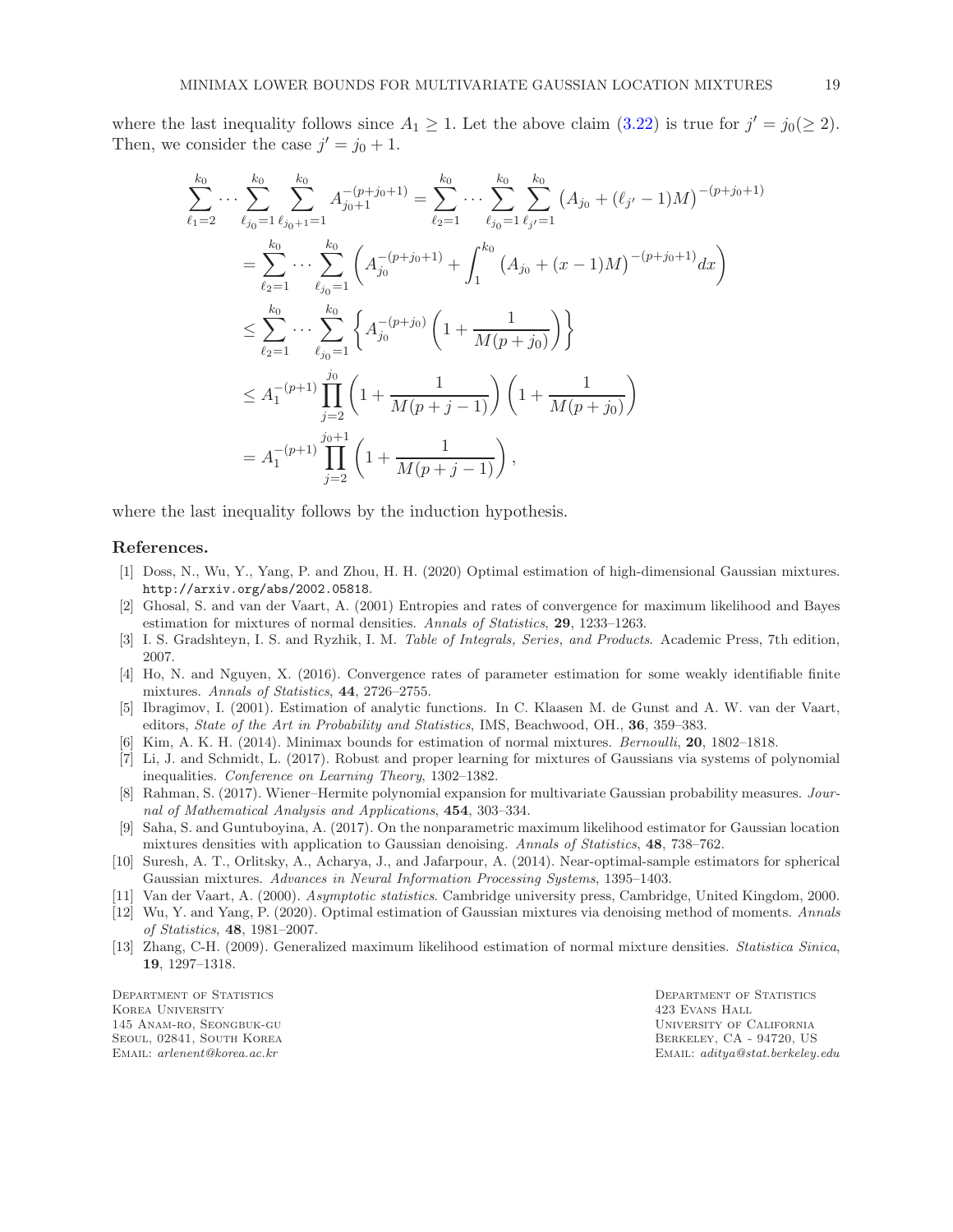where the last inequality follows since $A_1 \geq 1$. Let the above claim (3.22) is true for $j' = j_0 (\geq 2)$. Then, we consider the case $j' = j_0 + 1$.

$$
\begin{aligned}
\sum_{\ell_1=2}^{k_0} \cdots \sum_{\ell_{j_0}=1}^{k_0} \sum_{\ell_{j_0+1}=1}^{k_0} A_{j_0+1}^{-(p+j_0+1)} &= \sum_{\ell_2=1}^{k_0} \cdots \sum_{\ell_{j_0}=1}^{k_0} \sum_{\ell_{j'}=1}^{k_0} \left(A_{j_0} + (\ell_{j'} - 1)M\right)^{-(p+j_0+1)} \\
&= \sum_{\ell_2=1}^{k_0} \cdots \sum_{\ell_{j_0}=1}^{k_0} \left( A_{j_0}^{-(p+j_0+1)} + \int_1^{k_0} \left(A_{j_0} + (x-1)M\right)^{-(p+j_0+1)} dx \right) \\
&\leq \sum_{\ell_2=1}^{k_0} \cdots \sum_{\ell_{j_0}=1}^{k_0} \left\{ A_{j_0}^{-(p+j_0)} \left(1 + \frac{1}{M(p+j_0)}\right) \right\} \\
&\leq A_1^{-(p+1)} \prod_{j=2}^{j_0} \left(1 + \frac{1}{M(p+j-1)}\right) \left(1 + \frac{1}{M(p+j_0)}\right) \\
&= A_1^{-(p+1)} \prod_{j=2}^{j_0+1} \left(1 + \frac{1}{M(p+j-1)}\right),
\end{aligned}
$$

where the last inequality follows by the induction hypothesis.

### References.

[1] Doss, N., Wu, Y., Yang, P. and Zhou, H. H. (2020) Optimal estimation of high-dimensional Gaussian mixtures. http://arxiv.org/abs/2002.05818.

[2] Ghosal, S. and van der Vaart, A. (2001) Entropies and rates of convergence for maximum likelihood and Bayes estimation for mixtures of normal densities. *Annals of Statistics*, **29**, 1233–1263.

[3] I. S. Gradshteyn, I. S. and Ryzhik, I. M. *Table of Integrals, Series, and Products*. Academic Press, 7th edition, 2007.

[4] Ho, N. and Nguyen, X. (2016). Convergence rates of parameter estimation for some weakly identifiable finite mixtures. *Annals of Statistics*, **44**, 2726–2755.

[5] Ibragimov, I. (2001). Estimation of analytic functions. In C. Klaasen M. de Gunst and A. W. van der Vaart, editors, *State of the Art in Probability and Statistics*, IMS, Beachwood, OH., **36**, 359–383.

[6] Kim, A. K. H. (2014). Minimax bounds for estimation of normal mixtures. *Bernoulli*, **20**, 1802–1818.

[7] Li, J. and Schmidt, L. (2017). Robust and proper learning for mixtures of Gaussians via systems of polynomial inequalities. *Conference on Learning Theory*, 1302–1382.

[8] Rahman, S. (2017). Wiener–Hermite polynomial expansion for multivariate Gaussian probability measures. *Journal of Mathematical Analysis and Applications*, **454**, 303–334.

[9] Saha, S. and Guntuboyina, A. (2017). On the nonparametric maximum likelihood estimator for Gaussian location mixtures densities with application to Gaussian denoising. *Annals of Statistics*, **48**, 738–762.

[10] Suresh, A. T., Orlitsky, A., Acharya, J., and Jafarpour, A. (2014). Near-optimal-sample estimators for spherical Gaussian mixtures. *Advances in Neural Information Processing Systems*, 1395–1403.

[11] Van der Vaart, A. (2000). *Asymptotic statistics*. Cambridge university press, Cambridge, United Kingdom, 2000.

[12] Wu, Y. and Yang, P. (2020). Optimal estimation of Gaussian mixtures via denoising method of moments. *Annals of Statistics*, **48**, 1981–2007.

[13] Zhang, C-H. (2009). Generalized maximum likelihood estimation of normal mixture densities. *Statistica Sinica*, **19**, 1297–1318.

Department of Statistics
Korea University
145 Anam-ro, Seongbuk-gu
Seoul, 02841, South Korea
Email: *arlenent@korea.ac.kr*

Department of Statistics
423 Evans Hall
University of California
Berkeley, CA - 94720, US
Email: *aditya@stat.berkeley.edu*